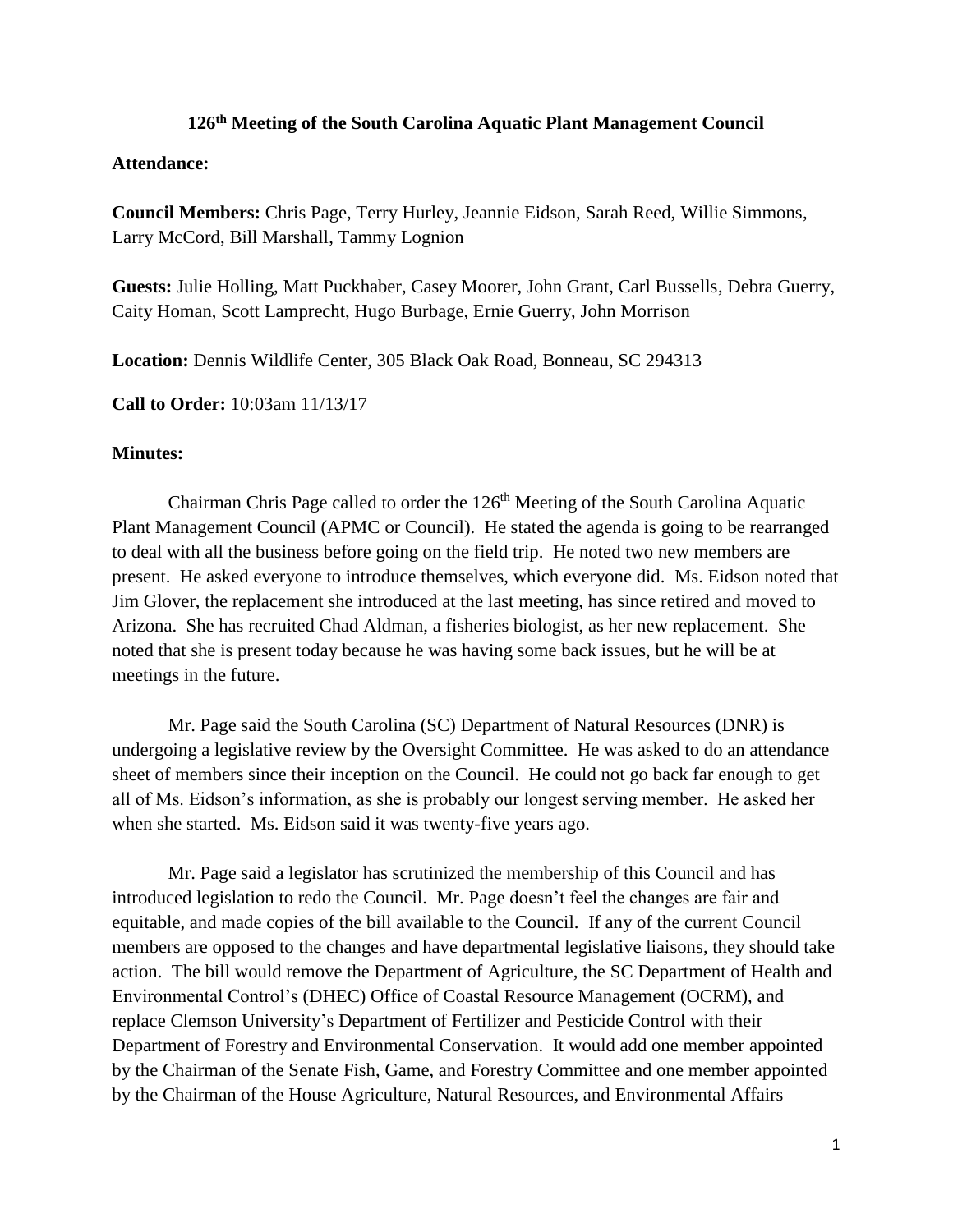# 126th Meeting of the South Carolina Aquatic Plant Management Council

**Attendance:**

**Council Members:** Chris Page, Terry Hurley, Jeannie Eidson, Sarah Reed, Willie Simmons, Larry McCord, Bill Marshall, Tammy Lognion

**Guests:** Julie Holling, Matt Puckhaber, Casey Moorer, John Grant, Carl Bussells, Debra Guerry, Caity Homan, Scott Lamprecht, Hugo Burbage, Ernie Guerry, John Morrison

**Location:** Dennis Wildlife Center, 305 Black Oak Road, Bonneau, SC 294313

**Call to Order:** 10:03am 11/13/17

**Minutes:**

Chairman Chris Page called to order the 126th Meeting of the South Carolina Aquatic Plant Management Council (APMC or Council). He stated the agenda is going to be rearranged to deal with all the business before going on the field trip. He noted two new members are present. He asked everyone to introduce themselves, which everyone did. Ms. Eidson noted that Jim Glover, the replacement she introduced at the last meeting, has since retired and moved to Arizona. She has recruited Chad Aldman, a fisheries biologist, as her new replacement. She noted that she is present today because he was having some back issues, but he will be at meetings in the future.

Mr. Page said the South Carolina (SC) Department of Natural Resources (DNR) is undergoing a legislative review by the Oversight Committee. He was asked to do an attendance sheet of members since their inception on the Council. He could not go back far enough to get all of Ms. Eidson's information, as she is probably our longest serving member. He asked her when she started. Ms. Eidson said it was twenty-five years ago.

Mr. Page said a legislator has scrutinized the membership of this Council and has introduced legislation to redo the Council. Mr. Page doesn't feel the changes are fair and equitable, and made copies of the bill available to the Council. If any of the current Council members are opposed to the changes and have departmental legislative liaisons, they should take action. The bill would remove the Department of Agriculture, the SC Department of Health and Environmental Control's (DHEC) Office of Coastal Resource Management (OCRM), and replace Clemson University's Department of Fertilizer and Pesticide Control with their Department of Forestry and Environmental Conservation. It would add one member appointed by the Chairman of the Senate Fish, Game, and Forestry Committee and one member appointed by the Chairman of the House Agriculture, Natural Resources, and Environmental Affairs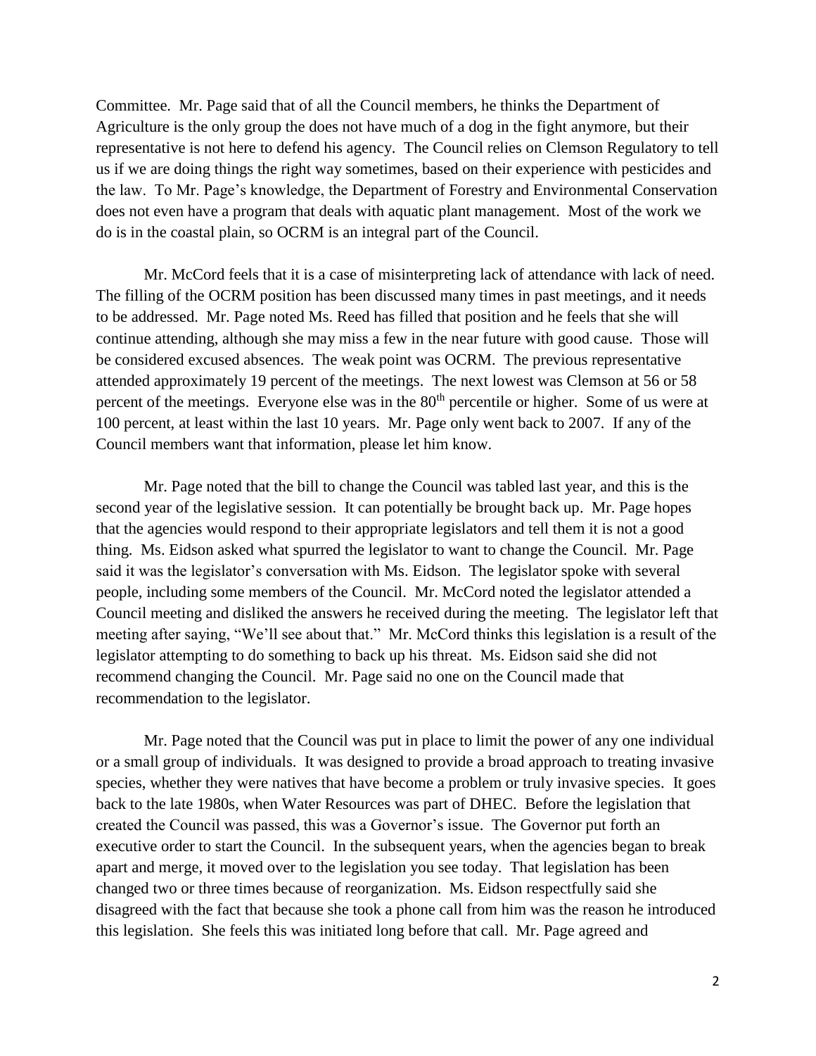Committee. Mr. Page said that of all the Council members, he thinks the Department of Agriculture is the only group the does not have much of a dog in the fight anymore, but their representative is not here to defend his agency. The Council relies on Clemson Regulatory to tell us if we are doing things the right way sometimes, based on their experience with pesticides and the law. To Mr. Page's knowledge, the Department of Forestry and Environmental Conservation does not even have a program that deals with aquatic plant management. Most of the work we do is in the coastal plain, so OCRM is an integral part of the Council.

Mr. McCord feels that it is a case of misinterpreting lack of attendance with lack of need. The filling of the OCRM position has been discussed many times in past meetings, and it needs to be addressed. Mr. Page noted Ms. Reed has filled that position and he feels that she will continue attending, although she may miss a few in the near future with good cause. Those will be considered excused absences. The weak point was OCRM. The previous representative attended approximately 19 percent of the meetings. The next lowest was Clemson at 56 or 58 percent of the meetings. Everyone else was in the 80th percentile or higher. Some of us were at 100 percent, at least within the last 10 years. Mr. Page only went back to 2007. If any of the Council members want that information, please let him know.

Mr. Page noted that the bill to change the Council was tabled last year, and this is the second year of the legislative session. It can potentially be brought back up. Mr. Page hopes that the agencies would respond to their appropriate legislators and tell them it is not a good thing. Ms. Eidson asked what spurred the legislator to want to change the Council. Mr. Page said it was the legislator's conversation with Ms. Eidson. The legislator spoke with several people, including some members of the Council. Mr. McCord noted the legislator attended a Council meeting and disliked the answers he received during the meeting. The legislator left that meeting after saying, "We'll see about that." Mr. McCord thinks this legislation is a result of the legislator attempting to do something to back up his threat. Ms. Eidson said she did not recommend changing the Council. Mr. Page said no one on the Council made that recommendation to the legislator.

Mr. Page noted that the Council was put in place to limit the power of any one individual or a small group of individuals. It was designed to provide a broad approach to treating invasive species, whether they were natives that have become a problem or truly invasive species. It goes back to the late 1980s, when Water Resources was part of DHEC. Before the legislation that created the Council was passed, this was a Governor's issue. The Governor put forth an executive order to start the Council. In the subsequent years, when the agencies began to break apart and merge, it moved over to the legislation you see today. That legislation has been changed two or three times because of reorganization. Ms. Eidson respectfully said she disagreed with the fact that because she took a phone call from him was the reason he introduced this legislation. She feels this was initiated long before that call. Mr. Page agreed and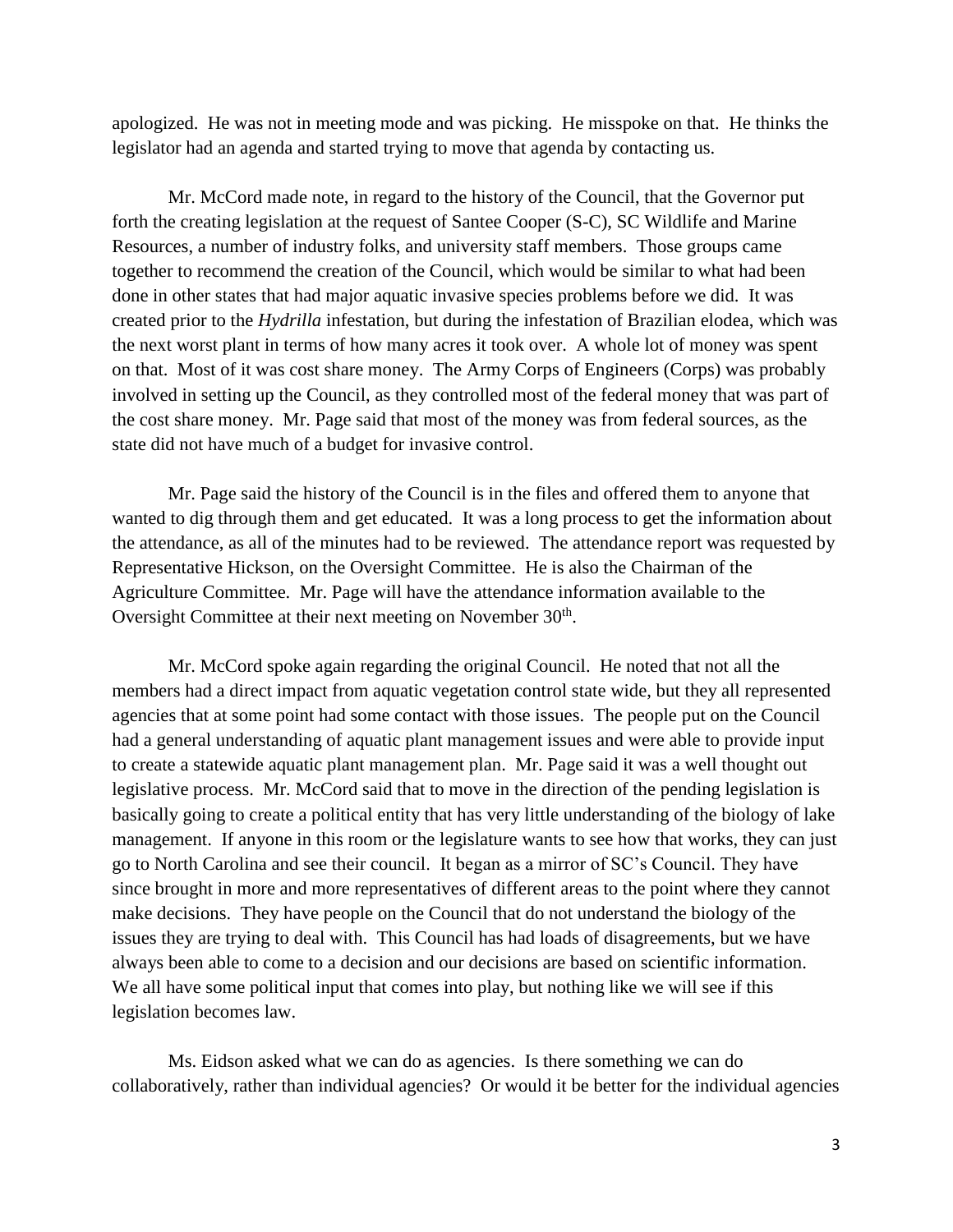apologized. He was not in meeting mode and was picking. He misspoke on that. He thinks the legislator had an agenda and started trying to move that agenda by contacting us.

Mr. McCord made note, in regard to the history of the Council, that the Governor put forth the creating legislation at the request of Santee Cooper (S-C), SC Wildlife and Marine Resources, a number of industry folks, and university staff members. Those groups came together to recommend the creation of the Council, which would be similar to what had been done in other states that had major aquatic invasive species problems before we did. It was created prior to the *Hydrilla* infestation, but during the infestation of Brazilian elodea, which was the next worst plant in terms of how many acres it took over. A whole lot of money was spent on that. Most of it was cost share money. The Army Corps of Engineers (Corps) was probably involved in setting up the Council, as they controlled most of the federal money that was part of the cost share money. Mr. Page said that most of the money was from federal sources, as the state did not have much of a budget for invasive control.

Mr. Page said the history of the Council is in the files and offered them to anyone that wanted to dig through them and get educated. It was a long process to get the information about the attendance, as all of the minutes had to be reviewed. The attendance report was requested by Representative Hickson, on the Oversight Committee. He is also the Chairman of the Agriculture Committee. Mr. Page will have the attendance information available to the Oversight Committee at their next meeting on November 30th.

Mr. McCord spoke again regarding the original Council. He noted that not all the members had a direct impact from aquatic vegetation control state wide, but they all represented agencies that at some point had some contact with those issues. The people put on the Council had a general understanding of aquatic plant management issues and were able to provide input to create a statewide aquatic plant management plan. Mr. Page said it was a well thought out legislative process. Mr. McCord said that to move in the direction of the pending legislation is basically going to create a political entity that has very little understanding of the biology of lake management. If anyone in this room or the legislature wants to see how that works, they can just go to North Carolina and see their council. It began as a mirror of SC's Council. They have since brought in more and more representatives of different areas to the point where they cannot make decisions. They have people on the Council that do not understand the biology of the issues they are trying to deal with. This Council has had loads of disagreements, but we have always been able to come to a decision and our decisions are based on scientific information. We all have some political input that comes into play, but nothing like we will see if this legislation becomes law.

Ms. Eidson asked what we can do as agencies. Is there something we can do collaboratively, rather than individual agencies? Or would it be better for the individual agencies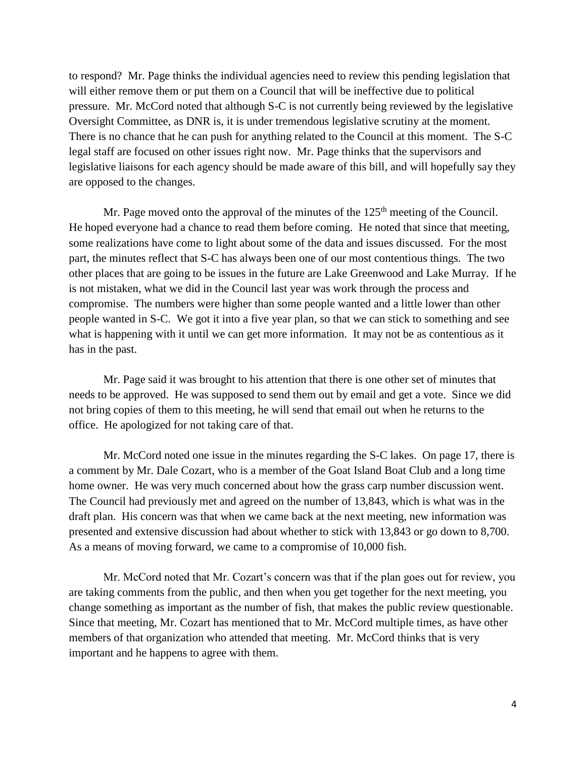to respond? Mr. Page thinks the individual agencies need to review this pending legislation that will either remove them or put them on a Council that will be ineffective due to political pressure. Mr. McCord noted that although S-C is not currently being reviewed by the legislative Oversight Committee, as DNR is, it is under tremendous legislative scrutiny at the moment. There is no chance that he can push for anything related to the Council at this moment. The S-C legal staff are focused on other issues right now. Mr. Page thinks that the supervisors and legislative liaisons for each agency should be made aware of this bill, and will hopefully say they are opposed to the changes.

Mr. Page moved onto the approval of the minutes of the 125th meeting of the Council. He hoped everyone had a chance to read them before coming. He noted that since that meeting, some realizations have come to light about some of the data and issues discussed. For the most part, the minutes reflect that S-C has always been one of our most contentious things. The two other places that are going to be issues in the future are Lake Greenwood and Lake Murray. If he is not mistaken, what we did in the Council last year was work through the process and compromise. The numbers were higher than some people wanted and a little lower than other people wanted in S-C. We got it into a five year plan, so that we can stick to something and see what is happening with it until we can get more information. It may not be as contentious as it has in the past.

Mr. Page said it was brought to his attention that there is one other set of minutes that needs to be approved. He was supposed to send them out by email and get a vote. Since we did not bring copies of them to this meeting, he will send that email out when he returns to the office. He apologized for not taking care of that.

Mr. McCord noted one issue in the minutes regarding the S-C lakes. On page 17, there is a comment by Mr. Dale Cozart, who is a member of the Goat Island Boat Club and a long time home owner. He was very much concerned about how the grass carp number discussion went. The Council had previously met and agreed on the number of 13,843, which is what was in the draft plan. His concern was that when we came back at the next meeting, new information was presented and extensive discussion had about whether to stick with 13,843 or go down to 8,700. As a means of moving forward, we came to a compromise of 10,000 fish.

Mr. McCord noted that Mr. Cozart's concern was that if the plan goes out for review, you are taking comments from the public, and then when you get together for the next meeting, you change something as important as the number of fish, that makes the public review questionable. Since that meeting, Mr. Cozart has mentioned that to Mr. McCord multiple times, as have other members of that organization who attended that meeting. Mr. McCord thinks that is very important and he happens to agree with them.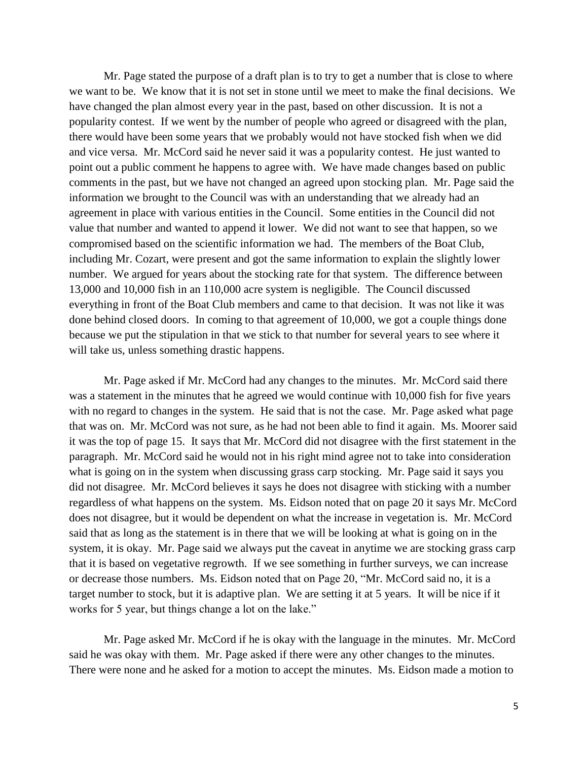Mr. Page stated the purpose of a draft plan is to try to get a number that is close to where we want to be. We know that it is not set in stone until we meet to make the final decisions. We have changed the plan almost every year in the past, based on other discussion. It is not a popularity contest. If we went by the number of people who agreed or disagreed with the plan, there would have been some years that we probably would not have stocked fish when we did and vice versa. Mr. McCord said he never said it was a popularity contest. He just wanted to point out a public comment he happens to agree with. We have made changes based on public comments in the past, but we have not changed an agreed upon stocking plan. Mr. Page said the information we brought to the Council was with an understanding that we already had an agreement in place with various entities in the Council. Some entities in the Council did not value that number and wanted to append it lower. We did not want to see that happen, so we compromised based on the scientific information we had. The members of the Boat Club, including Mr. Cozart, were present and got the same information to explain the slightly lower number. We argued for years about the stocking rate for that system. The difference between 13,000 and 10,000 fish in an 110,000 acre system is negligible. The Council discussed everything in front of the Boat Club members and came to that decision. It was not like it was done behind closed doors. In coming to that agreement of 10,000, we got a couple things done because we put the stipulation in that we stick to that number for several years to see where it will take us, unless something drastic happens.

Mr. Page asked if Mr. McCord had any changes to the minutes. Mr. McCord said there was a statement in the minutes that he agreed we would continue with 10,000 fish for five years with no regard to changes in the system. He said that is not the case. Mr. Page asked what page that was on. Mr. McCord was not sure, as he had not been able to find it again. Ms. Moorer said it was the top of page 15. It says that Mr. McCord did not disagree with the first statement in the paragraph. Mr. McCord said he would not in his right mind agree not to take into consideration what is going on in the system when discussing grass carp stocking. Mr. Page said it says you did not disagree. Mr. McCord believes it says he does not disagree with sticking with a number regardless of what happens on the system. Ms. Eidson noted that on page 20 it says Mr. McCord does not disagree, but it would be dependent on what the increase in vegetation is. Mr. McCord said that as long as the statement is in there that we will be looking at what is going on in the system, it is okay. Mr. Page said we always put the caveat in anytime we are stocking grass carp that it is based on vegetative regrowth. If we see something in further surveys, we can increase or decrease those numbers. Ms. Eidson noted that on Page 20, "Mr. McCord said no, it is a target number to stock, but it is adaptive plan. We are setting it at 5 years. It will be nice if it works for 5 year, but things change a lot on the lake."

Mr. Page asked Mr. McCord if he is okay with the language in the minutes. Mr. McCord said he was okay with them. Mr. Page asked if there were any other changes to the minutes. There were none and he asked for a motion to accept the minutes. Ms. Eidson made a motion to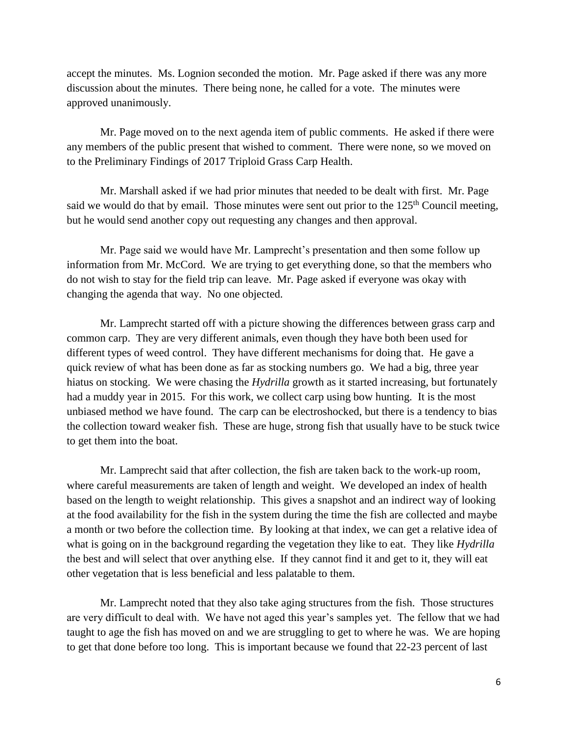accept the minutes. Ms. Lognion seconded the motion. Mr. Page asked if there was any more discussion about the minutes. There being none, he called for a vote. The minutes were approved unanimously.

Mr. Page moved on to the next agenda item of public comments. He asked if there were any members of the public present that wished to comment. There were none, so we moved on to the Preliminary Findings of 2017 Triploid Grass Carp Health.

Mr. Marshall asked if we had prior minutes that needed to be dealt with first. Mr. Page said we would do that by email. Those minutes were sent out prior to the 125th Council meeting, but he would send another copy out requesting any changes and then approval.

Mr. Page said we would have Mr. Lamprecht's presentation and then some follow up information from Mr. McCord. We are trying to get everything done, so that the members who do not wish to stay for the field trip can leave. Mr. Page asked if everyone was okay with changing the agenda that way. No one objected.

Mr. Lamprecht started off with a picture showing the differences between grass carp and common carp. They are very different animals, even though they have both been used for different types of weed control. They have different mechanisms for doing that. He gave a quick review of what has been done as far as stocking numbers go. We had a big, three year hiatus on stocking. We were chasing the *Hydrilla* growth as it started increasing, but fortunately had a muddy year in 2015. For this work, we collect carp using bow hunting. It is the most unbiased method we have found. The carp can be electroshocked, but there is a tendency to bias the collection toward weaker fish. These are huge, strong fish that usually have to be stuck twice to get them into the boat.

Mr. Lamprecht said that after collection, the fish are taken back to the work-up room, where careful measurements are taken of length and weight. We developed an index of health based on the length to weight relationship. This gives a snapshot and an indirect way of looking at the food availability for the fish in the system during the time the fish are collected and maybe a month or two before the collection time. By looking at that index, we can get a relative idea of what is going on in the background regarding the vegetation they like to eat. They like *Hydrilla* the best and will select that over anything else. If they cannot find it and get to it, they will eat other vegetation that is less beneficial and less palatable to them.

Mr. Lamprecht noted that they also take aging structures from the fish. Those structures are very difficult to deal with. We have not aged this year's samples yet. The fellow that we had taught to age the fish has moved on and we are struggling to get to where he was. We are hoping to get that done before too long. This is important because we found that 22-23 percent of last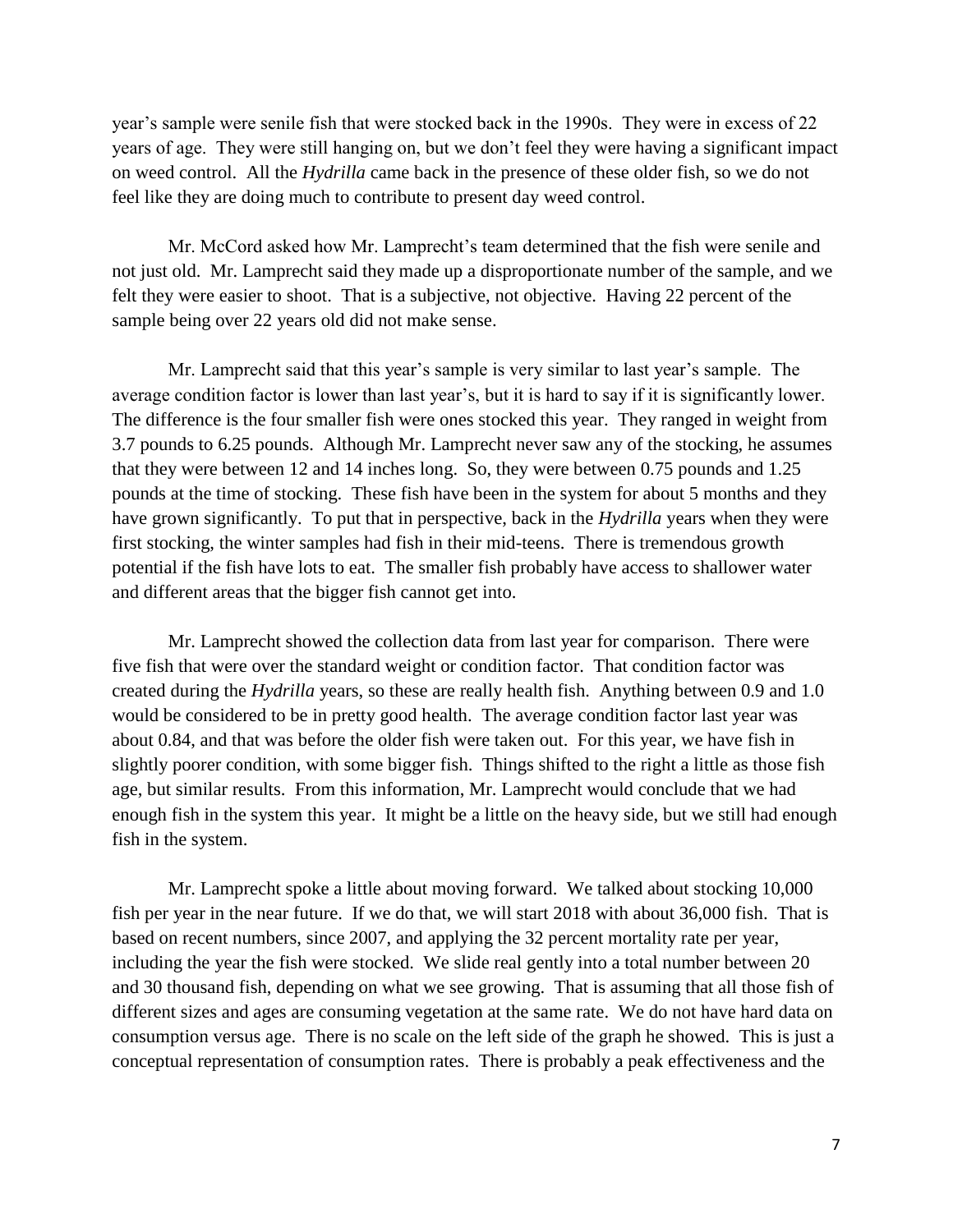year's sample were senile fish that were stocked back in the 1990s. They were in excess of 22 years of age. They were still hanging on, but we don't feel they were having a significant impact on weed control. All the *Hydrilla* came back in the presence of these older fish, so we do not feel like they are doing much to contribute to present day weed control.

Mr. McCord asked how Mr. Lamprecht's team determined that the fish were senile and not just old. Mr. Lamprecht said they made up a disproportionate number of the sample, and we felt they were easier to shoot. That is a subjective, not objective. Having 22 percent of the sample being over 22 years old did not make sense.

Mr. Lamprecht said that this year's sample is very similar to last year's sample. The average condition factor is lower than last year's, but it is hard to say if it is significantly lower. The difference is the four smaller fish were ones stocked this year. They ranged in weight from 3.7 pounds to 6.25 pounds. Although Mr. Lamprecht never saw any of the stocking, he assumes that they were between 12 and 14 inches long. So, they were between 0.75 pounds and 1.25 pounds at the time of stocking. These fish have been in the system for about 5 months and they have grown significantly. To put that in perspective, back in the *Hydrilla* years when they were first stocking, the winter samples had fish in their mid-teens. There is tremendous growth potential if the fish have lots to eat. The smaller fish probably have access to shallower water and different areas that the bigger fish cannot get into.

Mr. Lamprecht showed the collection data from last year for comparison. There were five fish that were over the standard weight or condition factor. That condition factor was created during the *Hydrilla* years, so these are really health fish. Anything between 0.9 and 1.0 would be considered to be in pretty good health. The average condition factor last year was about 0.84, and that was before the older fish were taken out. For this year, we have fish in slightly poorer condition, with some bigger fish. Things shifted to the right a little as those fish age, but similar results. From this information, Mr. Lamprecht would conclude that we had enough fish in the system this year. It might be a little on the heavy side, but we still had enough fish in the system.

Mr. Lamprecht spoke a little about moving forward. We talked about stocking 10,000 fish per year in the near future. If we do that, we will start 2018 with about 36,000 fish. That is based on recent numbers, since 2007, and applying the 32 percent mortality rate per year, including the year the fish were stocked. We slide real gently into a total number between 20 and 30 thousand fish, depending on what we see growing. That is assuming that all those fish of different sizes and ages are consuming vegetation at the same rate. We do not have hard data on consumption versus age. There is no scale on the left side of the graph he showed. This is just a conceptual representation of consumption rates. There is probably a peak effectiveness and the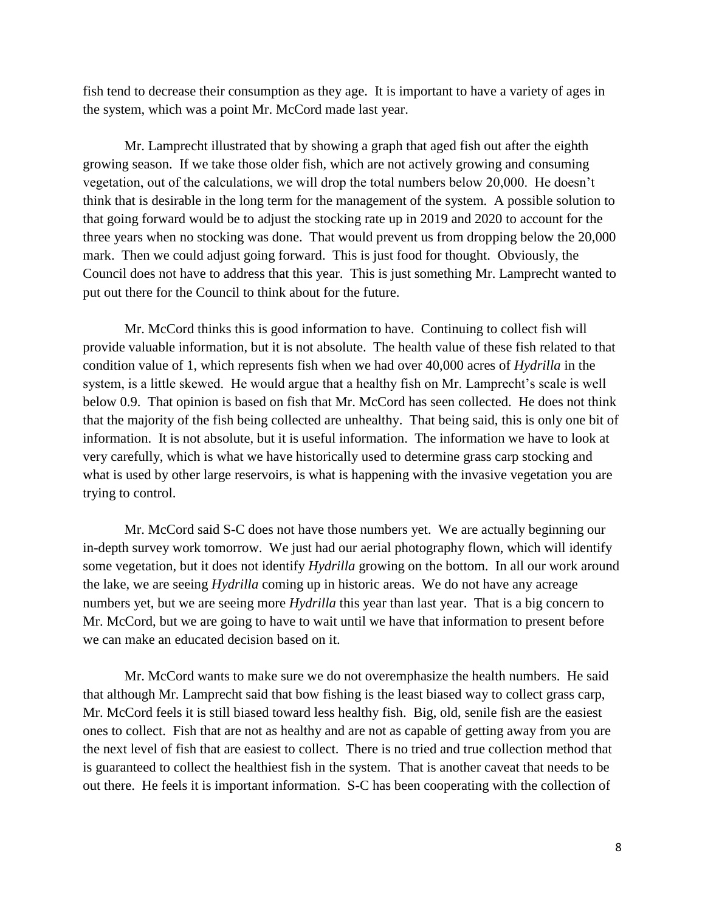fish tend to decrease their consumption as they age. It is important to have a variety of ages in the system, which was a point Mr. McCord made last year.

Mr. Lamprecht illustrated that by showing a graph that aged fish out after the eighth growing season. If we take those older fish, which are not actively growing and consuming vegetation, out of the calculations, we will drop the total numbers below 20,000. He doesn't think that is desirable in the long term for the management of the system. A possible solution to that going forward would be to adjust the stocking rate up in 2019 and 2020 to account for the three years when no stocking was done. That would prevent us from dropping below the 20,000 mark. Then we could adjust going forward. This is just food for thought. Obviously, the Council does not have to address that this year. This is just something Mr. Lamprecht wanted to put out there for the Council to think about for the future.

Mr. McCord thinks this is good information to have. Continuing to collect fish will provide valuable information, but it is not absolute. The health value of these fish related to that condition value of 1, which represents fish when we had over 40,000 acres of *Hydrilla* in the system, is a little skewed. He would argue that a healthy fish on Mr. Lamprecht's scale is well below 0.9. That opinion is based on fish that Mr. McCord has seen collected. He does not think that the majority of the fish being collected are unhealthy. That being said, this is only one bit of information. It is not absolute, but it is useful information. The information we have to look at very carefully, which is what we have historically used to determine grass carp stocking and what is used by other large reservoirs, is what is happening with the invasive vegetation you are trying to control.

Mr. McCord said S-C does not have those numbers yet. We are actually beginning our in-depth survey work tomorrow. We just had our aerial photography flown, which will identify some vegetation, but it does not identify *Hydrilla* growing on the bottom. In all our work around the lake, we are seeing *Hydrilla* coming up in historic areas. We do not have any acreage numbers yet, but we are seeing more *Hydrilla* this year than last year. That is a big concern to Mr. McCord, but we are going to have to wait until we have that information to present before we can make an educated decision based on it.

Mr. McCord wants to make sure we do not overemphasize the health numbers. He said that although Mr. Lamprecht said that bow fishing is the least biased way to collect grass carp, Mr. McCord feels it is still biased toward less healthy fish. Big, old, senile fish are the easiest ones to collect. Fish that are not as healthy and are not as capable of getting away from you are the next level of fish that are easiest to collect. There is no tried and true collection method that is guaranteed to collect the healthiest fish in the system. That is another caveat that needs to be out there. He feels it is important information. S-C has been cooperating with the collection of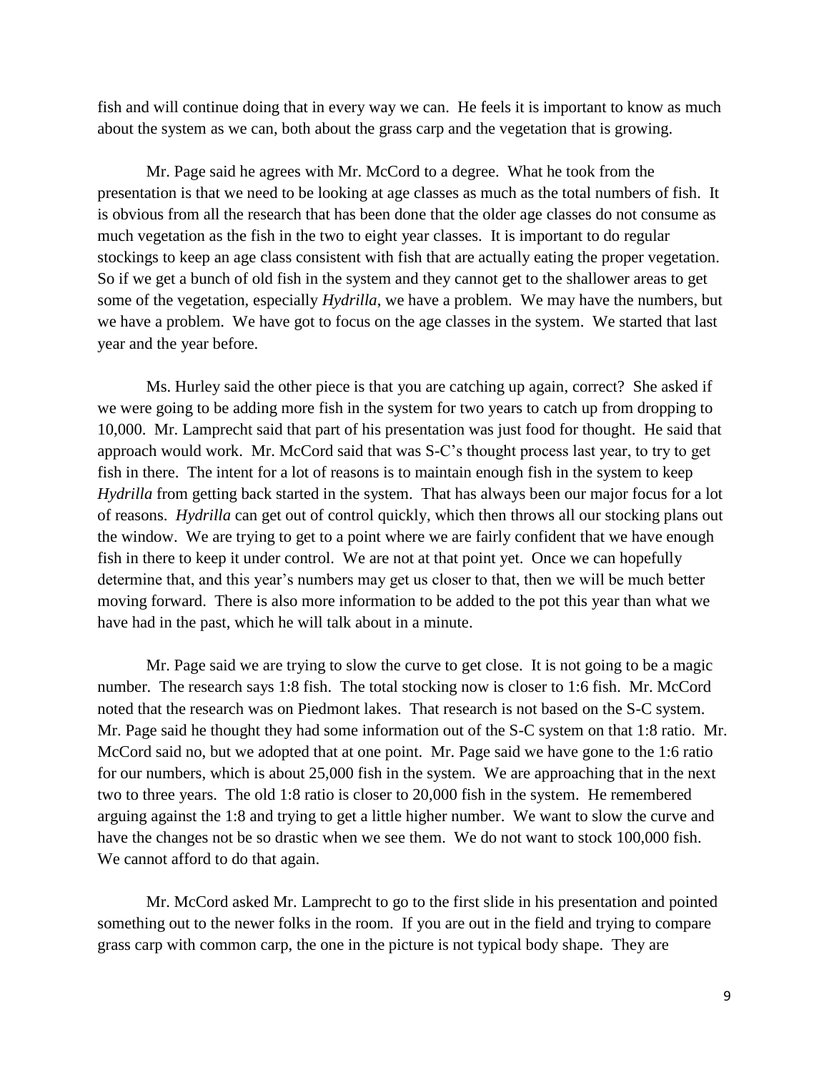fish and will continue doing that in every way we can. He feels it is important to know as much about the system as we can, both about the grass carp and the vegetation that is growing.

Mr. Page said he agrees with Mr. McCord to a degree. What he took from the presentation is that we need to be looking at age classes as much as the total numbers of fish. It is obvious from all the research that has been done that the older age classes do not consume as much vegetation as the fish in the two to eight year classes. It is important to do regular stockings to keep an age class consistent with fish that are actually eating the proper vegetation. So if we get a bunch of old fish in the system and they cannot get to the shallower areas to get some of the vegetation, especially *Hydrilla*, we have a problem. We may have the numbers, but we have a problem. We have got to focus on the age classes in the system. We started that last year and the year before.

Ms. Hurley said the other piece is that you are catching up again, correct? She asked if we were going to be adding more fish in the system for two years to catch up from dropping to 10,000. Mr. Lamprecht said that part of his presentation was just food for thought. He said that approach would work. Mr. McCord said that was S-C's thought process last year, to try to get fish in there. The intent for a lot of reasons is to maintain enough fish in the system to keep *Hydrilla* from getting back started in the system. That has always been our major focus for a lot of reasons. *Hydrilla* can get out of control quickly, which then throws all our stocking plans out the window. We are trying to get to a point where we are fairly confident that we have enough fish in there to keep it under control. We are not at that point yet. Once we can hopefully determine that, and this year's numbers may get us closer to that, then we will be much better moving forward. There is also more information to be added to the pot this year than what we have had in the past, which he will talk about in a minute.

Mr. Page said we are trying to slow the curve to get close. It is not going to be a magic number. The research says 1:8 fish. The total stocking now is closer to 1:6 fish. Mr. McCord noted that the research was on Piedmont lakes. That research is not based on the S-C system. Mr. Page said he thought they had some information out of the S-C system on that 1:8 ratio. Mr. McCord said no, but we adopted that at one point. Mr. Page said we have gone to the 1:6 ratio for our numbers, which is about 25,000 fish in the system. We are approaching that in the next two to three years. The old 1:8 ratio is closer to 20,000 fish in the system. He remembered arguing against the 1:8 and trying to get a little higher number. We want to slow the curve and have the changes not be so drastic when we see them. We do not want to stock 100,000 fish. We cannot afford to do that again.

Mr. McCord asked Mr. Lamprecht to go to the first slide in his presentation and pointed something out to the newer folks in the room. If you are out in the field and trying to compare grass carp with common carp, the one in the picture is not typical body shape. They are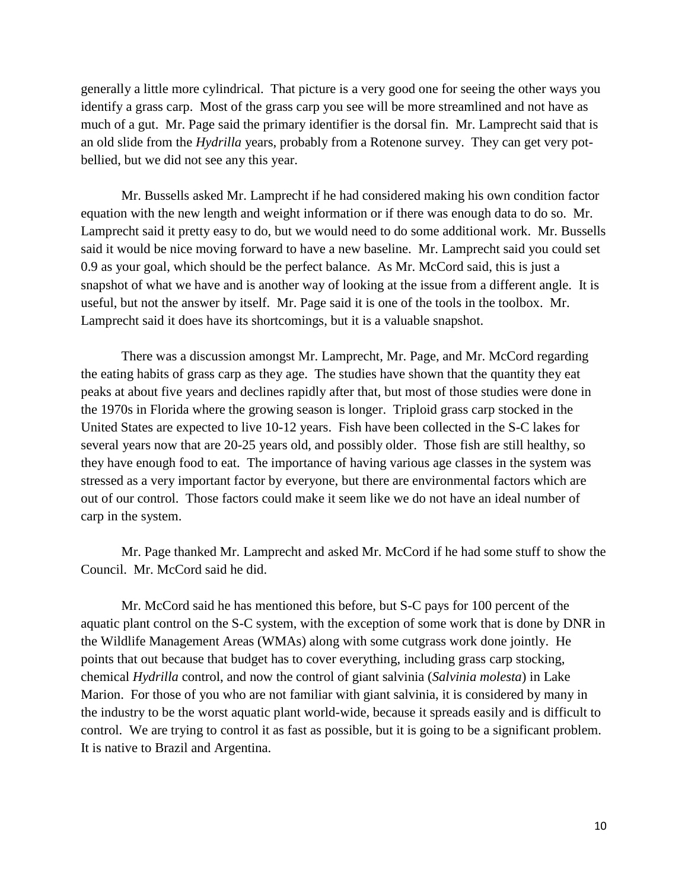generally a little more cylindrical. That picture is a very good one for seeing the other ways you identify a grass carp. Most of the grass carp you see will be more streamlined and not have as much of a gut. Mr. Page said the primary identifier is the dorsal fin. Mr. Lamprecht said that is an old slide from the *Hydrilla* years, probably from a Rotenone survey. They can get very pot-bellied, but we did not see any this year.

Mr. Bussells asked Mr. Lamprecht if he had considered making his own condition factor equation with the new length and weight information or if there was enough data to do so. Mr. Lamprecht said it pretty easy to do, but we would need to do some additional work. Mr. Bussells said it would be nice moving forward to have a new baseline. Mr. Lamprecht said you could set 0.9 as your goal, which should be the perfect balance. As Mr. McCord said, this is just a snapshot of what we have and is another way of looking at the issue from a different angle. It is useful, but not the answer by itself. Mr. Page said it is one of the tools in the toolbox. Mr. Lamprecht said it does have its shortcomings, but it is a valuable snapshot.

There was a discussion amongst Mr. Lamprecht, Mr. Page, and Mr. McCord regarding the eating habits of grass carp as they age. The studies have shown that the quantity they eat peaks at about five years and declines rapidly after that, but most of those studies were done in the 1970s in Florida where the growing season is longer. Triploid grass carp stocked in the United States are expected to live 10-12 years. Fish have been collected in the S-C lakes for several years now that are 20-25 years old, and possibly older. Those fish are still healthy, so they have enough food to eat. The importance of having various age classes in the system was stressed as a very important factor by everyone, but there are environmental factors which are out of our control. Those factors could make it seem like we do not have an ideal number of carp in the system.

Mr. Page thanked Mr. Lamprecht and asked Mr. McCord if he had some stuff to show the Council. Mr. McCord said he did.

Mr. McCord said he has mentioned this before, but S-C pays for 100 percent of the aquatic plant control on the S-C system, with the exception of some work that is done by DNR in the Wildlife Management Areas (WMAs) along with some cutgrass work done jointly. He points that out because that budget has to cover everything, including grass carp stocking, chemical *Hydrilla* control, and now the control of giant salvinia (*Salvinia molesta*) in Lake Marion. For those of you who are not familiar with giant salvinia, it is considered by many in the industry to be the worst aquatic plant world-wide, because it spreads easily and is difficult to control. We are trying to control it as fast as possible, but it is going to be a significant problem. It is native to Brazil and Argentina.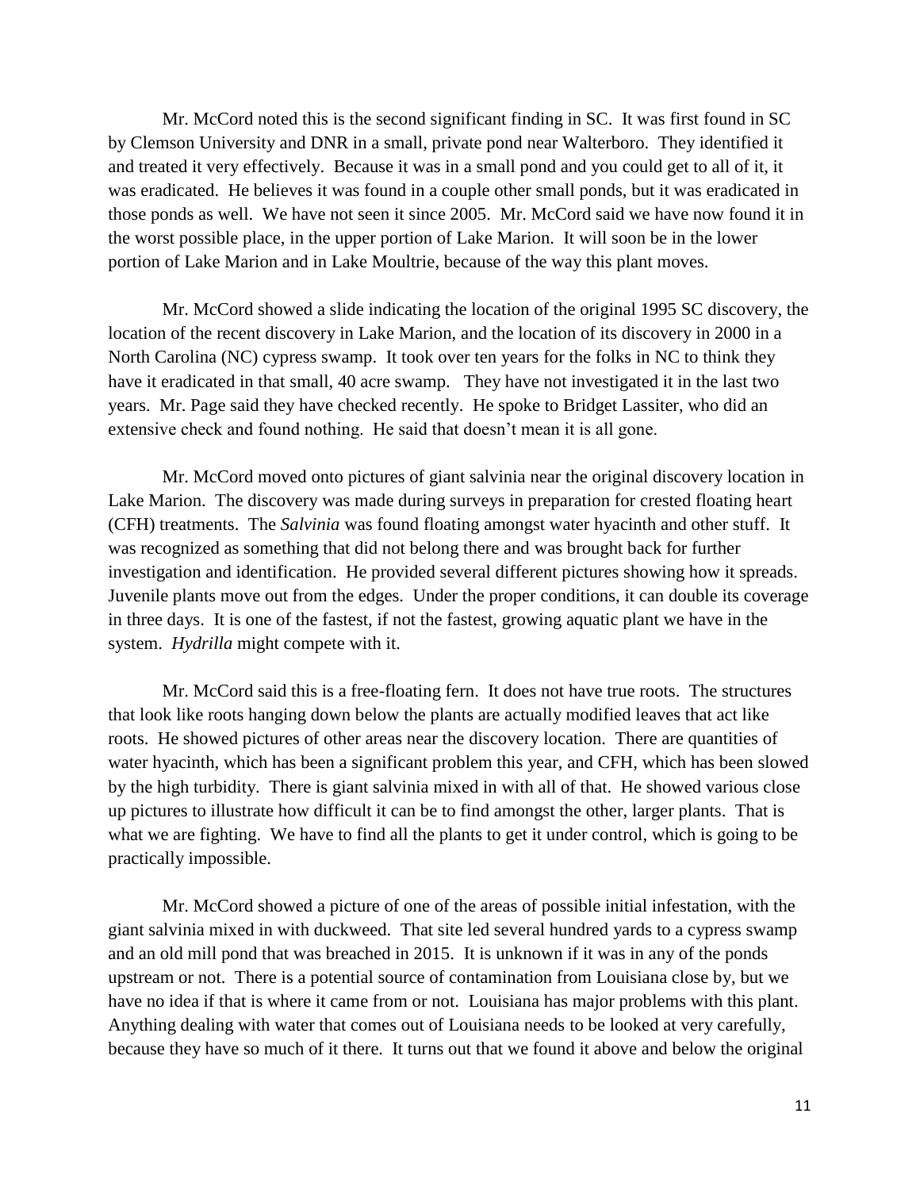Mr. McCord noted this is the second significant finding in SC. It was first found in SC by Clemson University and DNR in a small, private pond near Walterboro. They identified it and treated it very effectively. Because it was in a small pond and you could get to all of it, it was eradicated. He believes it was found in a couple other small ponds, but it was eradicated in those ponds as well. We have not seen it since 2005. Mr. McCord said we have now found it in the worst possible place, in the upper portion of Lake Marion. It will soon be in the lower portion of Lake Marion and in Lake Moultrie, because of the way this plant moves.

Mr. McCord showed a slide indicating the location of the original 1995 SC discovery, the location of the recent discovery in Lake Marion, and the location of its discovery in 2000 in a North Carolina (NC) cypress swamp. It took over ten years for the folks in NC to think they have it eradicated in that small, 40 acre swamp. They have not investigated it in the last two years. Mr. Page said they have checked recently. He spoke to Bridget Lassiter, who did an extensive check and found nothing. He said that doesn't mean it is all gone.

Mr. McCord moved onto pictures of giant salvinia near the original discovery location in Lake Marion. The discovery was made during surveys in preparation for crested floating heart (CFH) treatments. The *Salvinia* was found floating amongst water hyacinth and other stuff. It was recognized as something that did not belong there and was brought back for further investigation and identification. He provided several different pictures showing how it spreads. Juvenile plants move out from the edges. Under the proper conditions, it can double its coverage in three days. It is one of the fastest, if not the fastest, growing aquatic plant we have in the system. *Hydrilla* might compete with it.

Mr. McCord said this is a free-floating fern. It does not have true roots. The structures that look like roots hanging down below the plants are actually modified leaves that act like roots. He showed pictures of other areas near the discovery location. There are quantities of water hyacinth, which has been a significant problem this year, and CFH, which has been slowed by the high turbidity. There is giant salvinia mixed in with all of that. He showed various close up pictures to illustrate how difficult it can be to find amongst the other, larger plants. That is what we are fighting. We have to find all the plants to get it under control, which is going to be practically impossible.

Mr. McCord showed a picture of one of the areas of possible initial infestation, with the giant salvinia mixed in with duckweed. That site led several hundred yards to a cypress swamp and an old mill pond that was breached in 2015. It is unknown if it was in any of the ponds upstream or not. There is a potential source of contamination from Louisiana close by, but we have no idea if that is where it came from or not. Louisiana has major problems with this plant. Anything dealing with water that comes out of Louisiana needs to be looked at very carefully, because they have so much of it there. It turns out that we found it above and below the original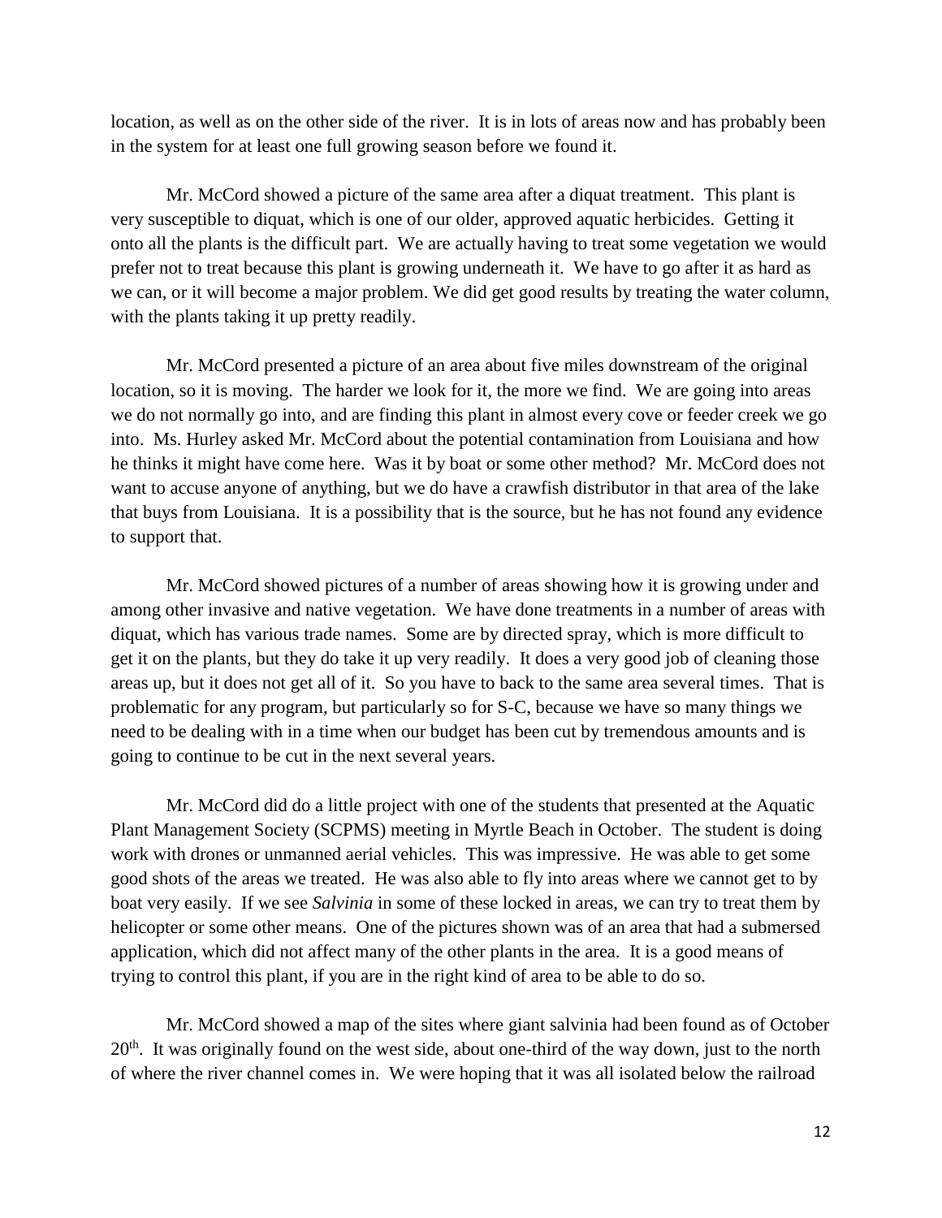location, as well as on the other side of the river. It is in lots of areas now and has probably been in the system for at least one full growing season before we found it.

Mr. McCord showed a picture of the same area after a diquat treatment. This plant is very susceptible to diquat, which is one of our older, approved aquatic herbicides. Getting it onto all the plants is the difficult part. We are actually having to treat some vegetation we would prefer not to treat because this plant is growing underneath it. We have to go after it as hard as we can, or it will become a major problem. We did get good results by treating the water column, with the plants taking it up pretty readily.

Mr. McCord presented a picture of an area about five miles downstream of the original location, so it is moving. The harder we look for it, the more we find. We are going into areas we do not normally go into, and are finding this plant in almost every cove or feeder creek we go into. Ms. Hurley asked Mr. McCord about the potential contamination from Louisiana and how he thinks it might have come here. Was it by boat or some other method? Mr. McCord does not want to accuse anyone of anything, but we do have a crawfish distributor in that area of the lake that buys from Louisiana. It is a possibility that is the source, but he has not found any evidence to support that.

Mr. McCord showed pictures of a number of areas showing how it is growing under and among other invasive and native vegetation. We have done treatments in a number of areas with diquat, which has various trade names. Some are by directed spray, which is more difficult to get it on the plants, but they do take it up very readily. It does a very good job of cleaning those areas up, but it does not get all of it. So you have to back to the same area several times. That is problematic for any program, but particularly so for S-C, because we have so many things we need to be dealing with in a time when our budget has been cut by tremendous amounts and is going to continue to be cut in the next several years.

Mr. McCord did do a little project with one of the students that presented at the Aquatic Plant Management Society (SCPMS) meeting in Myrtle Beach in October. The student is doing work with drones or unmanned aerial vehicles. This was impressive. He was able to get some good shots of the areas we treated. He was also able to fly into areas where we cannot get to by boat very easily. If we see *Salvinia* in some of these locked in areas, we can try to treat them by helicopter or some other means. One of the pictures shown was of an area that had a submersed application, which did not affect many of the other plants in the area. It is a good means of trying to control this plant, if you are in the right kind of area to be able to do so.

Mr. McCord showed a map of the sites where giant salvinia had been found as of October 20th. It was originally found on the west side, about one-third of the way down, just to the north of where the river channel comes in. We were hoping that it was all isolated below the railroad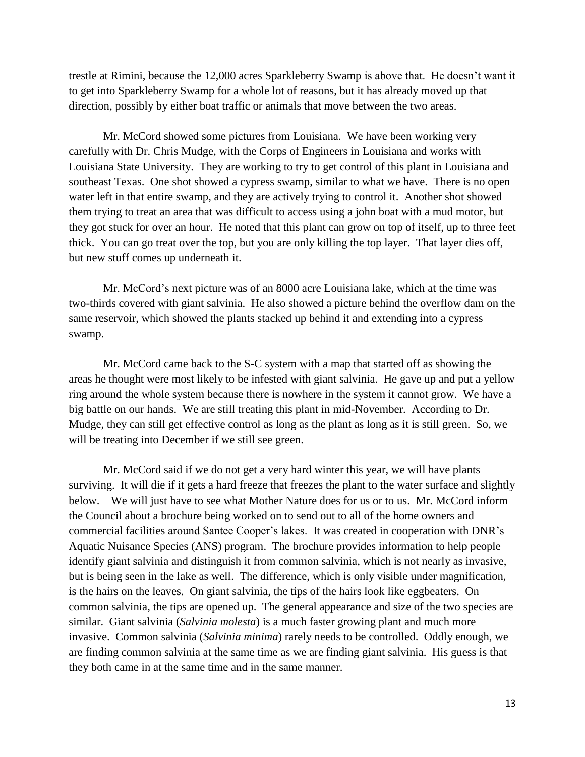trestle at Rimini, because the 12,000 acres Sparkleberry Swamp is above that. He doesn't want it to get into Sparkleberry Swamp for a whole lot of reasons, but it has already moved up that direction, possibly by either boat traffic or animals that move between the two areas.

Mr. McCord showed some pictures from Louisiana. We have been working very carefully with Dr. Chris Mudge, with the Corps of Engineers in Louisiana and works with Louisiana State University. They are working to try to get control of this plant in Louisiana and southeast Texas. One shot showed a cypress swamp, similar to what we have. There is no open water left in that entire swamp, and they are actively trying to control it. Another shot showed them trying to treat an area that was difficult to access using a john boat with a mud motor, but they got stuck for over an hour. He noted that this plant can grow on top of itself, up to three feet thick. You can go treat over the top, but you are only killing the top layer. That layer dies off, but new stuff comes up underneath it.

Mr. McCord's next picture was of an 8000 acre Louisiana lake, which at the time was two-thirds covered with giant salvinia. He also showed a picture behind the overflow dam on the same reservoir, which showed the plants stacked up behind it and extending into a cypress swamp.

Mr. McCord came back to the S-C system with a map that started off as showing the areas he thought were most likely to be infested with giant salvinia. He gave up and put a yellow ring around the whole system because there is nowhere in the system it cannot grow. We have a big battle on our hands. We are still treating this plant in mid-November. According to Dr. Mudge, they can still get effective control as long as the plant as long as it is still green. So, we will be treating into December if we still see green.

Mr. McCord said if we do not get a very hard winter this year, we will have plants surviving. It will die if it gets a hard freeze that freezes the plant to the water surface and slightly below. We will just have to see what Mother Nature does for us or to us. Mr. McCord inform the Council about a brochure being worked on to send out to all of the home owners and commercial facilities around Santee Cooper's lakes. It was created in cooperation with DNR's Aquatic Nuisance Species (ANS) program. The brochure provides information to help people identify giant salvinia and distinguish it from common salvinia, which is not nearly as invasive, but is being seen in the lake as well. The difference, which is only visible under magnification, is the hairs on the leaves. On giant salvinia, the tips of the hairs look like eggbeaters. On common salvinia, the tips are opened up. The general appearance and size of the two species are similar. Giant salvinia (*Salvinia molesta*) is a much faster growing plant and much more invasive. Common salvinia (*Salvinia minima*) rarely needs to be controlled. Oddly enough, we are finding common salvinia at the same time as we are finding giant salvinia. His guess is that they both came in at the same time and in the same manner.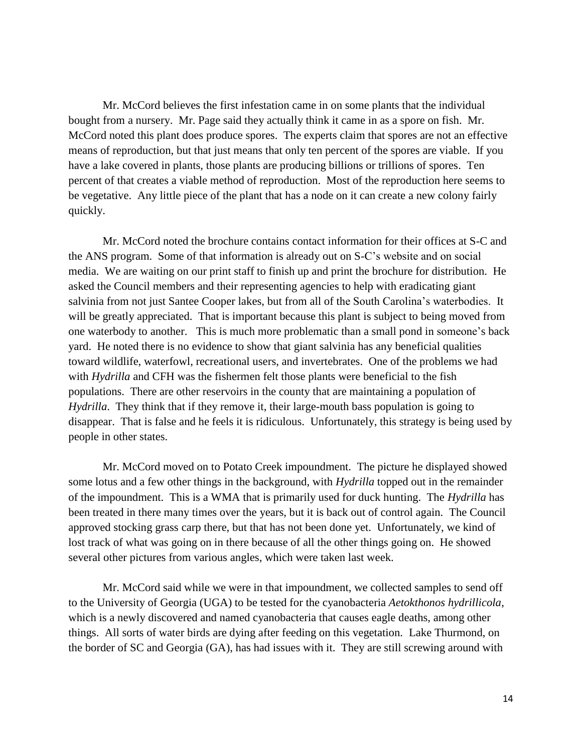Mr. McCord believes the first infestation came in on some plants that the individual bought from a nursery. Mr. Page said they actually think it came in as a spore on fish. Mr. McCord noted this plant does produce spores. The experts claim that spores are not an effective means of reproduction, but that just means that only ten percent of the spores are viable. If you have a lake covered in plants, those plants are producing billions or trillions of spores. Ten percent of that creates a viable method of reproduction. Most of the reproduction here seems to be vegetative. Any little piece of the plant that has a node on it can create a new colony fairly quickly.

Mr. McCord noted the brochure contains contact information for their offices at S-C and the ANS program. Some of that information is already out on S-C's website and on social media. We are waiting on our print staff to finish up and print the brochure for distribution. He asked the Council members and their representing agencies to help with eradicating giant salvinia from not just Santee Cooper lakes, but from all of the South Carolina's waterbodies. It will be greatly appreciated. That is important because this plant is subject to being moved from one waterbody to another. This is much more problematic than a small pond in someone's back yard. He noted there is no evidence to show that giant salvinia has any beneficial qualities toward wildlife, waterfowl, recreational users, and invertebrates. One of the problems we had with *Hydrilla* and CFH was the fishermen felt those plants were beneficial to the fish populations. There are other reservoirs in the county that are maintaining a population of *Hydrilla*. They think that if they remove it, their large-mouth bass population is going to disappear. That is false and he feels it is ridiculous. Unfortunately, this strategy is being used by people in other states.

Mr. McCord moved on to Potato Creek impoundment. The picture he displayed showed some lotus and a few other things in the background, with *Hydrilla* topped out in the remainder of the impoundment. This is a WMA that is primarily used for duck hunting. The *Hydrilla* has been treated in there many times over the years, but it is back out of control again. The Council approved stocking grass carp there, but that has not been done yet. Unfortunately, we kind of lost track of what was going on in there because of all the other things going on. He showed several other pictures from various angles, which were taken last week.

Mr. McCord said while we were in that impoundment, we collected samples to send off to the University of Georgia (UGA) to be tested for the cyanobacteria *Aetokthonos hydrillicola*, which is a newly discovered and named cyanobacteria that causes eagle deaths, among other things. All sorts of water birds are dying after feeding on this vegetation. Lake Thurmond, on the border of SC and Georgia (GA), has had issues with it. They are still screwing around with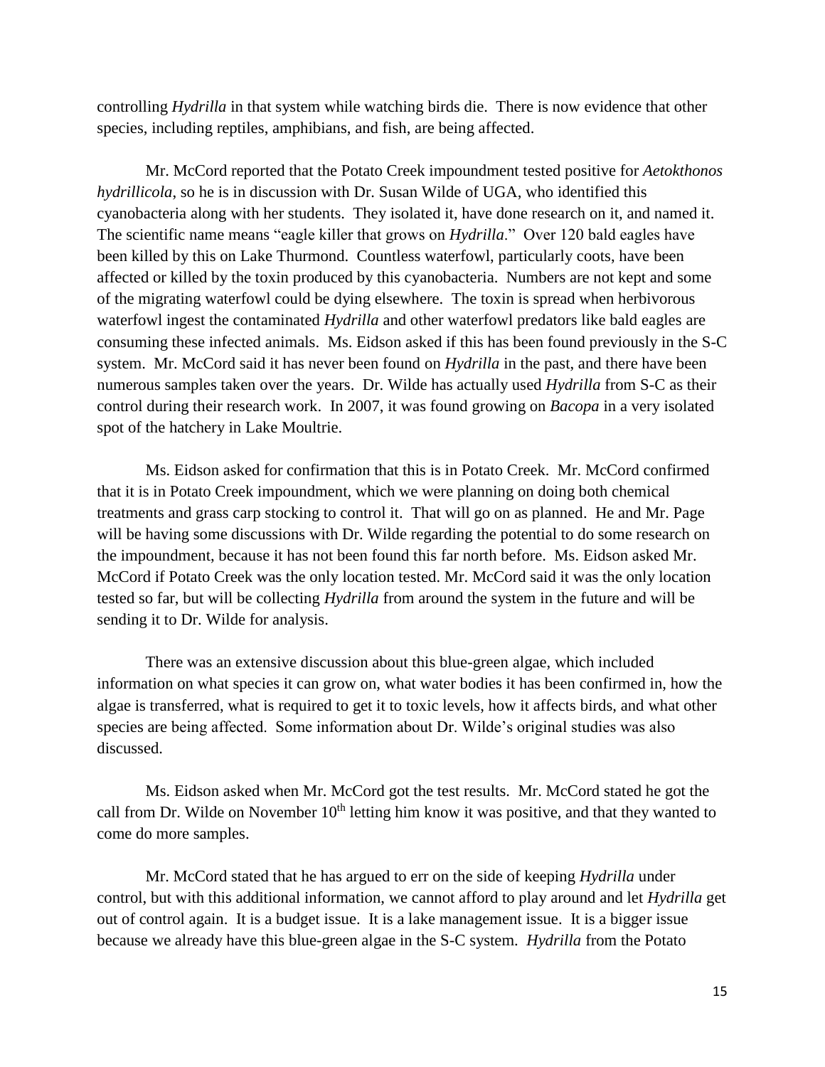controlling *Hydrilla* in that system while watching birds die. There is now evidence that other species, including reptiles, amphibians, and fish, are being affected.

Mr. McCord reported that the Potato Creek impoundment tested positive for *Aetokthonos hydrillicola*, so he is in discussion with Dr. Susan Wilde of UGA, who identified this cyanobacteria along with her students. They isolated it, have done research on it, and named it. The scientific name means "eagle killer that grows on *Hydrilla*." Over 120 bald eagles have been killed by this on Lake Thurmond. Countless waterfowl, particularly coots, have been affected or killed by the toxin produced by this cyanobacteria. Numbers are not kept and some of the migrating waterfowl could be dying elsewhere. The toxin is spread when herbivorous waterfowl ingest the contaminated *Hydrilla* and other waterfowl predators like bald eagles are consuming these infected animals. Ms. Eidson asked if this has been found previously in the S-C system. Mr. McCord said it has never been found on *Hydrilla* in the past, and there have been numerous samples taken over the years. Dr. Wilde has actually used *Hydrilla* from S-C as their control during their research work. In 2007, it was found growing on *Bacopa* in a very isolated spot of the hatchery in Lake Moultrie.

Ms. Eidson asked for confirmation that this is in Potato Creek. Mr. McCord confirmed that it is in Potato Creek impoundment, which we were planning on doing both chemical treatments and grass carp stocking to control it. That will go on as planned. He and Mr. Page will be having some discussions with Dr. Wilde regarding the potential to do some research on the impoundment, because it has not been found this far north before. Ms. Eidson asked Mr. McCord if Potato Creek was the only location tested. Mr. McCord said it was the only location tested so far, but will be collecting *Hydrilla* from around the system in the future and will be sending it to Dr. Wilde for analysis.

There was an extensive discussion about this blue-green algae, which included information on what species it can grow on, what water bodies it has been confirmed in, how the algae is transferred, what is required to get it to toxic levels, how it affects birds, and what other species are being affected. Some information about Dr. Wilde's original studies was also discussed.

Ms. Eidson asked when Mr. McCord got the test results. Mr. McCord stated he got the call from Dr. Wilde on November 10th letting him know it was positive, and that they wanted to come do more samples.

Mr. McCord stated that he has argued to err on the side of keeping *Hydrilla* under control, but with this additional information, we cannot afford to play around and let *Hydrilla* get out of control again. It is a budget issue. It is a lake management issue. It is a bigger issue because we already have this blue-green algae in the S-C system. *Hydrilla* from the Potato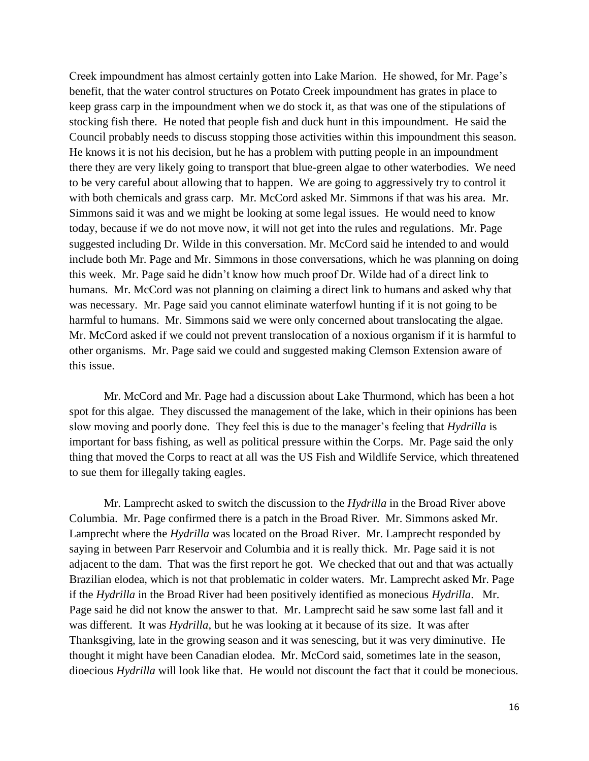Creek impoundment has almost certainly gotten into Lake Marion. He showed, for Mr. Page's benefit, that the water control structures on Potato Creek impoundment has grates in place to keep grass carp in the impoundment when we do stock it, as that was one of the stipulations of stocking fish there. He noted that people fish and duck hunt in this impoundment. He said the Council probably needs to discuss stopping those activities within this impoundment this season. He knows it is not his decision, but he has a problem with putting people in an impoundment there they are very likely going to transport that blue-green algae to other waterbodies. We need to be very careful about allowing that to happen. We are going to aggressively try to control it with both chemicals and grass carp. Mr. McCord asked Mr. Simmons if that was his area. Mr. Simmons said it was and we might be looking at some legal issues. He would need to know today, because if we do not move now, it will not get into the rules and regulations. Mr. Page suggested including Dr. Wilde in this conversation. Mr. McCord said he intended to and would include both Mr. Page and Mr. Simmons in those conversations, which he was planning on doing this week. Mr. Page said he didn't know how much proof Dr. Wilde had of a direct link to humans. Mr. McCord was not planning on claiming a direct link to humans and asked why that was necessary. Mr. Page said you cannot eliminate waterfowl hunting if it is not going to be harmful to humans. Mr. Simmons said we were only concerned about translocating the algae. Mr. McCord asked if we could not prevent translocation of a noxious organism if it is harmful to other organisms. Mr. Page said we could and suggested making Clemson Extension aware of this issue.

Mr. McCord and Mr. Page had a discussion about Lake Thurmond, which has been a hot spot for this algae. They discussed the management of the lake, which in their opinions has been slow moving and poorly done. They feel this is due to the manager's feeling that *Hydrilla* is important for bass fishing, as well as political pressure within the Corps. Mr. Page said the only thing that moved the Corps to react at all was the US Fish and Wildlife Service, which threatened to sue them for illegally taking eagles.

Mr. Lamprecht asked to switch the discussion to the *Hydrilla* in the Broad River above Columbia. Mr. Page confirmed there is a patch in the Broad River. Mr. Simmons asked Mr. Lamprecht where the *Hydrilla* was located on the Broad River. Mr. Lamprecht responded by saying in between Parr Reservoir and Columbia and it is really thick. Mr. Page said it is not adjacent to the dam. That was the first report he got. We checked that out and that was actually Brazilian elodea, which is not that problematic in colder waters. Mr. Lamprecht asked Mr. Page if the *Hydrilla* in the Broad River had been positively identified as monecious *Hydrilla*. Mr. Page said he did not know the answer to that. Mr. Lamprecht said he saw some last fall and it was different. It was *Hydrilla*, but he was looking at it because of its size. It was after Thanksgiving, late in the growing season and it was senescing, but it was very diminutive. He thought it might have been Canadian elodea. Mr. McCord said, sometimes late in the season, dioecious *Hydrilla* will look like that. He would not discount the fact that it could be monecious.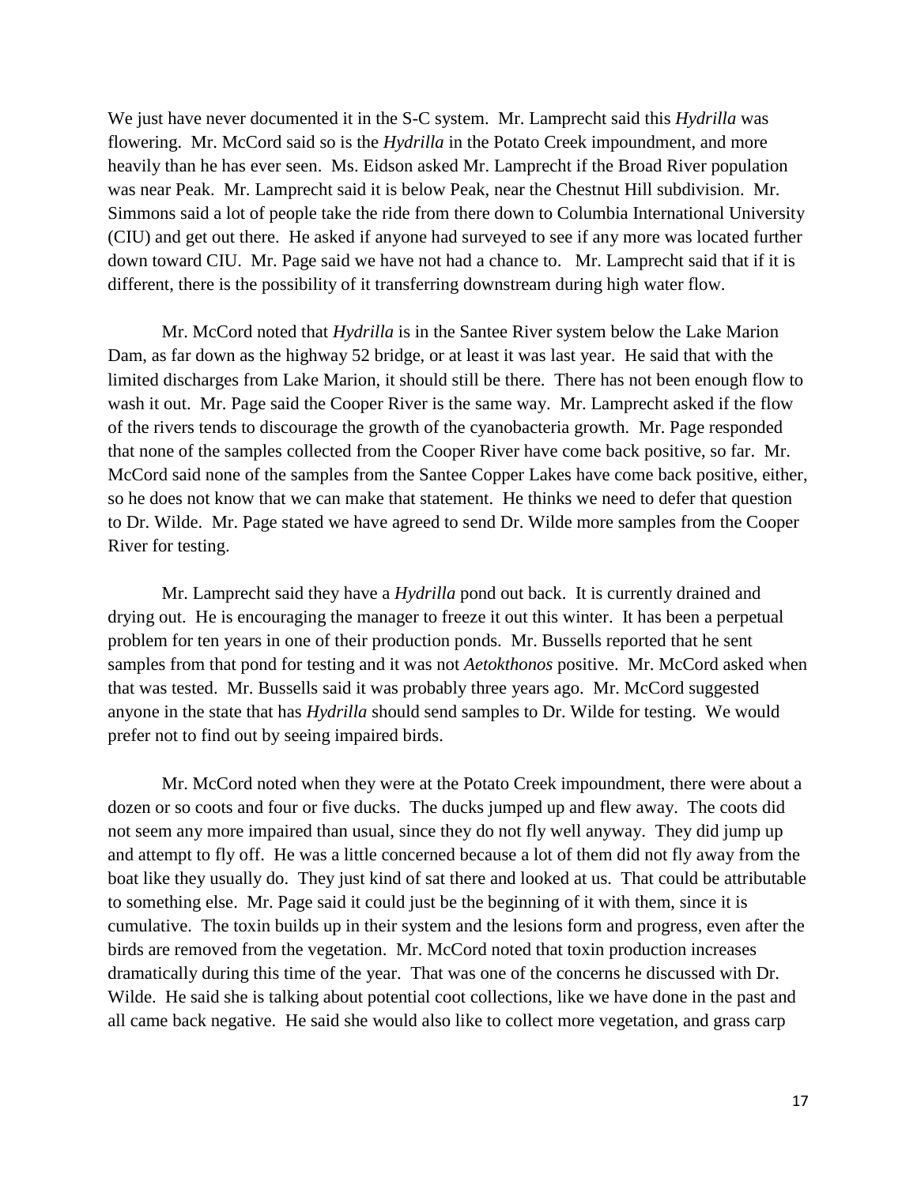We just have never documented it in the S-C system. Mr. Lamprecht said this *Hydrilla* was flowering. Mr. McCord said so is the *Hydrilla* in the Potato Creek impoundment, and more heavily than he has ever seen. Ms. Eidson asked Mr. Lamprecht if the Broad River population was near Peak. Mr. Lamprecht said it is below Peak, near the Chestnut Hill subdivision. Mr. Simmons said a lot of people take the ride from there down to Columbia International University (CIU) and get out there. He asked if anyone had surveyed to see if any more was located further down toward CIU. Mr. Page said we have not had a chance to. Mr. Lamprecht said that if it is different, there is the possibility of it transferring downstream during high water flow.

Mr. McCord noted that *Hydrilla* is in the Santee River system below the Lake Marion Dam, as far down as the highway 52 bridge, or at least it was last year. He said that with the limited discharges from Lake Marion, it should still be there. There has not been enough flow to wash it out. Mr. Page said the Cooper River is the same way. Mr. Lamprecht asked if the flow of the rivers tends to discourage the growth of the cyanobacteria growth. Mr. Page responded that none of the samples collected from the Cooper River have come back positive, so far. Mr. McCord said none of the samples from the Santee Copper Lakes have come back positive, either, so he does not know that we can make that statement. He thinks we need to defer that question to Dr. Wilde. Mr. Page stated we have agreed to send Dr. Wilde more samples from the Cooper River for testing.

Mr. Lamprecht said they have a *Hydrilla* pond out back. It is currently drained and drying out. He is encouraging the manager to freeze it out this winter. It has been a perpetual problem for ten years in one of their production ponds. Mr. Bussells reported that he sent samples from that pond for testing and it was not *Aetokthonos* positive. Mr. McCord asked when that was tested. Mr. Bussells said it was probably three years ago. Mr. McCord suggested anyone in the state that has *Hydrilla* should send samples to Dr. Wilde for testing. We would prefer not to find out by seeing impaired birds.

Mr. McCord noted when they were at the Potato Creek impoundment, there were about a dozen or so coots and four or five ducks. The ducks jumped up and flew away. The coots did not seem any more impaired than usual, since they do not fly well anyway. They did jump up and attempt to fly off. He was a little concerned because a lot of them did not fly away from the boat like they usually do. They just kind of sat there and looked at us. That could be attributable to something else. Mr. Page said it could just be the beginning of it with them, since it is cumulative. The toxin builds up in their system and the lesions form and progress, even after the birds are removed from the vegetation. Mr. McCord noted that toxin production increases dramatically during this time of the year. That was one of the concerns he discussed with Dr. Wilde. He said she is talking about potential coot collections, like we have done in the past and all came back negative. He said she would also like to collect more vegetation, and grass carp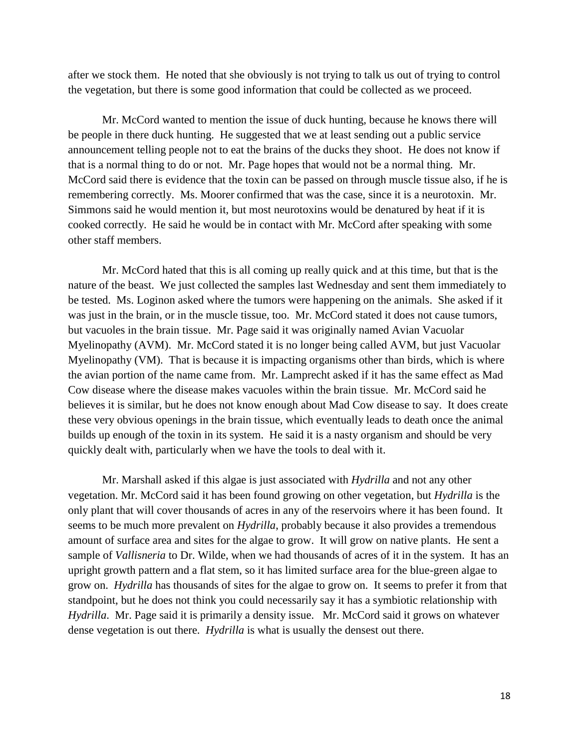after we stock them. He noted that she obviously is not trying to talk us out of trying to control the vegetation, but there is some good information that could be collected as we proceed.

Mr. McCord wanted to mention the issue of duck hunting, because he knows there will be people in there duck hunting. He suggested that we at least sending out a public service announcement telling people not to eat the brains of the ducks they shoot. He does not know if that is a normal thing to do or not. Mr. Page hopes that would not be a normal thing. Mr. McCord said there is evidence that the toxin can be passed on through muscle tissue also, if he is remembering correctly. Ms. Moorer confirmed that was the case, since it is a neurotoxin. Mr. Simmons said he would mention it, but most neurotoxins would be denatured by heat if it is cooked correctly. He said he would be in contact with Mr. McCord after speaking with some other staff members.

Mr. McCord hated that this is all coming up really quick and at this time, but that is the nature of the beast. We just collected the samples last Wednesday and sent them immediately to be tested. Ms. Loginon asked where the tumors were happening on the animals. She asked if it was just in the brain, or in the muscle tissue, too. Mr. McCord stated it does not cause tumors, but vacuoles in the brain tissue. Mr. Page said it was originally named Avian Vacuolar Myelinopathy (AVM). Mr. McCord stated it is no longer being called AVM, but just Vacuolar Myelinopathy (VM). That is because it is impacting organisms other than birds, which is where the avian portion of the name came from. Mr. Lamprecht asked if it has the same effect as Mad Cow disease where the disease makes vacuoles within the brain tissue. Mr. McCord said he believes it is similar, but he does not know enough about Mad Cow disease to say. It does create these very obvious openings in the brain tissue, which eventually leads to death once the animal builds up enough of the toxin in its system. He said it is a nasty organism and should be very quickly dealt with, particularly when we have the tools to deal with it.

Mr. Marshall asked if this algae is just associated with *Hydrilla* and not any other vegetation. Mr. McCord said it has been found growing on other vegetation, but *Hydrilla* is the only plant that will cover thousands of acres in any of the reservoirs where it has been found. It seems to be much more prevalent on *Hydrilla*, probably because it also provides a tremendous amount of surface area and sites for the algae to grow. It will grow on native plants. He sent a sample of *Vallisneria* to Dr. Wilde, when we had thousands of acres of it in the system. It has an upright growth pattern and a flat stem, so it has limited surface area for the blue-green algae to grow on. *Hydrilla* has thousands of sites for the algae to grow on. It seems to prefer it from that standpoint, but he does not think you could necessarily say it has a symbiotic relationship with *Hydrilla*. Mr. Page said it is primarily a density issue. Mr. McCord said it grows on whatever dense vegetation is out there. *Hydrilla* is what is usually the densest out there.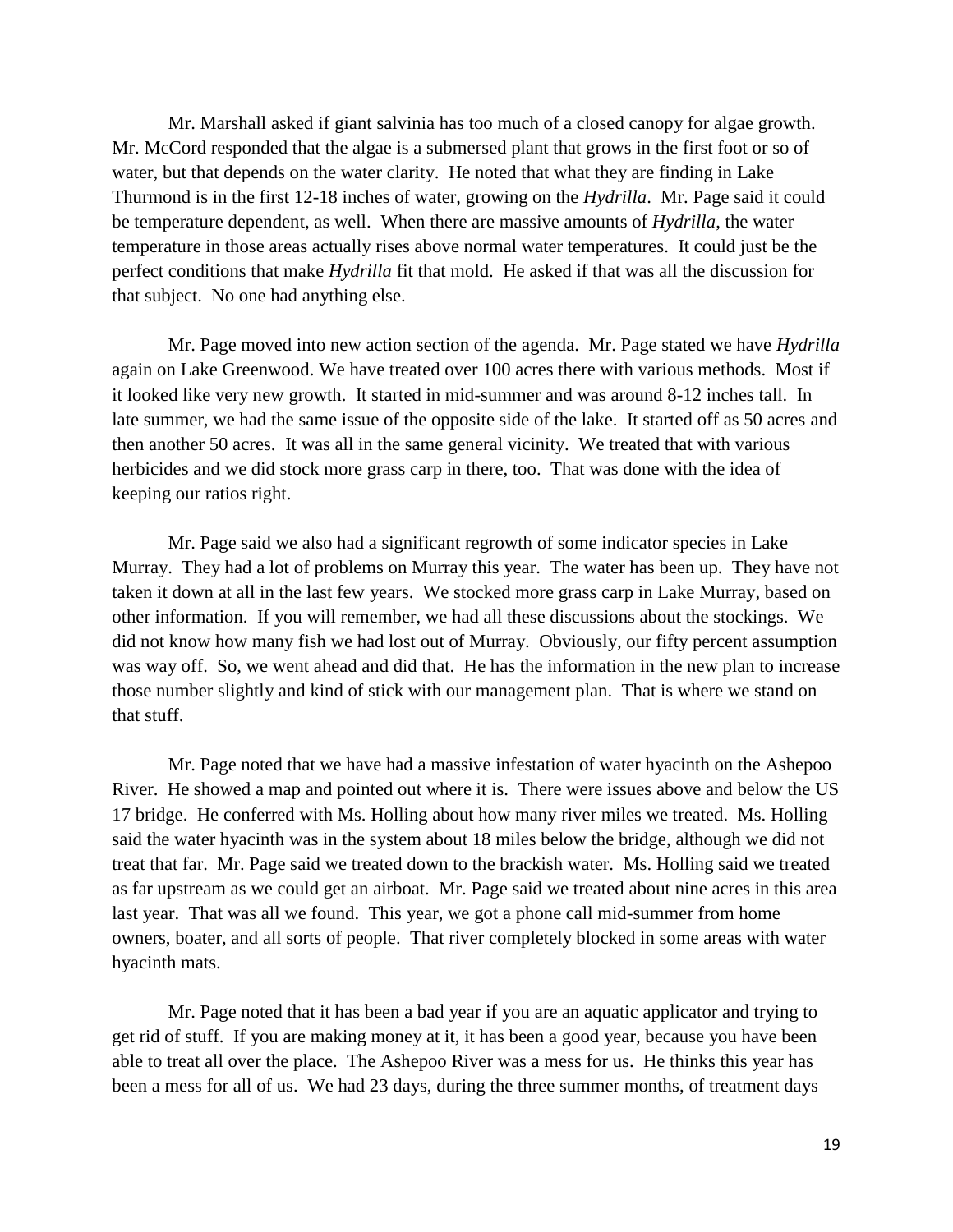Mr. Marshall asked if giant salvinia has too much of a closed canopy for algae growth. Mr. McCord responded that the algae is a submersed plant that grows in the first foot or so of water, but that depends on the water clarity. He noted that what they are finding in Lake Thurmond is in the first 12-18 inches of water, growing on the *Hydrilla*. Mr. Page said it could be temperature dependent, as well. When there are massive amounts of *Hydrilla*, the water temperature in those areas actually rises above normal water temperatures. It could just be the perfect conditions that make *Hydrilla* fit that mold. He asked if that was all the discussion for that subject. No one had anything else.

Mr. Page moved into new action section of the agenda. Mr. Page stated we have *Hydrilla* again on Lake Greenwood. We have treated over 100 acres there with various methods. Most if it looked like very new growth. It started in mid-summer and was around 8-12 inches tall. In late summer, we had the same issue of the opposite side of the lake. It started off as 50 acres and then another 50 acres. It was all in the same general vicinity. We treated that with various herbicides and we did stock more grass carp in there, too. That was done with the idea of keeping our ratios right.

Mr. Page said we also had a significant regrowth of some indicator species in Lake Murray. They had a lot of problems on Murray this year. The water has been up. They have not taken it down at all in the last few years. We stocked more grass carp in Lake Murray, based on other information. If you will remember, we had all these discussions about the stockings. We did not know how many fish we had lost out of Murray. Obviously, our fifty percent assumption was way off. So, we went ahead and did that. He has the information in the new plan to increase those number slightly and kind of stick with our management plan. That is where we stand on that stuff.

Mr. Page noted that we have had a massive infestation of water hyacinth on the Ashepoo River. He showed a map and pointed out where it is. There were issues above and below the US 17 bridge. He conferred with Ms. Holling about how many river miles we treated. Ms. Holling said the water hyacinth was in the system about 18 miles below the bridge, although we did not treat that far. Mr. Page said we treated down to the brackish water. Ms. Holling said we treated as far upstream as we could get an airboat. Mr. Page said we treated about nine acres in this area last year. That was all we found. This year, we got a phone call mid-summer from home owners, boater, and all sorts of people. That river completely blocked in some areas with water hyacinth mats.

Mr. Page noted that it has been a bad year if you are an aquatic applicator and trying to get rid of stuff. If you are making money at it, it has been a good year, because you have been able to treat all over the place. The Ashepoo River was a mess for us. He thinks this year has been a mess for all of us. We had 23 days, during the three summer months, of treatment days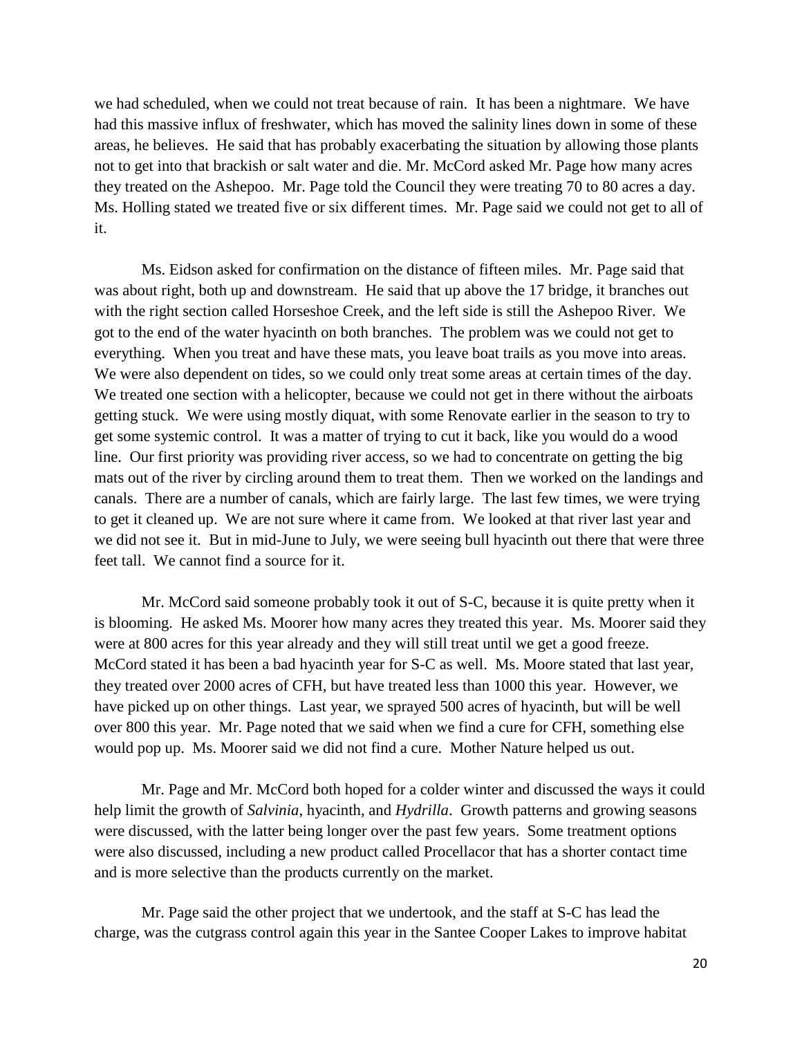we had scheduled, when we could not treat because of rain. It has been a nightmare. We have had this massive influx of freshwater, which has moved the salinity lines down in some of these areas, he believes. He said that has probably exacerbating the situation by allowing those plants not to get into that brackish or salt water and die. Mr. McCord asked Mr. Page how many acres they treated on the Ashepoo. Mr. Page told the Council they were treating 70 to 80 acres a day. Ms. Holling stated we treated five or six different times. Mr. Page said we could not get to all of it.

Ms. Eidson asked for confirmation on the distance of fifteen miles. Mr. Page said that was about right, both up and downstream. He said that up above the 17 bridge, it branches out with the right section called Horseshoe Creek, and the left side is still the Ashepoo River. We got to the end of the water hyacinth on both branches. The problem was we could not get to everything. When you treat and have these mats, you leave boat trails as you move into areas. We were also dependent on tides, so we could only treat some areas at certain times of the day. We treated one section with a helicopter, because we could not get in there without the airboats getting stuck. We were using mostly diquat, with some Renovate earlier in the season to try to get some systemic control. It was a matter of trying to cut it back, like you would do a wood line. Our first priority was providing river access, so we had to concentrate on getting the big mats out of the river by circling around them to treat them. Then we worked on the landings and canals. There are a number of canals, which are fairly large. The last few times, we were trying to get it cleaned up. We are not sure where it came from. We looked at that river last year and we did not see it. But in mid-June to July, we were seeing bull hyacinth out there that were three feet tall. We cannot find a source for it.

Mr. McCord said someone probably took it out of S-C, because it is quite pretty when it is blooming. He asked Ms. Moorer how many acres they treated this year. Ms. Moorer said they were at 800 acres for this year already and they will still treat until we get a good freeze. McCord stated it has been a bad hyacinth year for S-C as well. Ms. Moore stated that last year, they treated over 2000 acres of CFH, but have treated less than 1000 this year. However, we have picked up on other things. Last year, we sprayed 500 acres of hyacinth, but will be well over 800 this year. Mr. Page noted that we said when we find a cure for CFH, something else would pop up. Ms. Moorer said we did not find a cure. Mother Nature helped us out.

Mr. Page and Mr. McCord both hoped for a colder winter and discussed the ways it could help limit the growth of *Salvinia*, hyacinth, and *Hydrilla*. Growth patterns and growing seasons were discussed, with the latter being longer over the past few years. Some treatment options were also discussed, including a new product called Procellacor that has a shorter contact time and is more selective than the products currently on the market.

Mr. Page said the other project that we undertook, and the staff at S-C has lead the charge, was the cutgrass control again this year in the Santee Cooper Lakes to improve habitat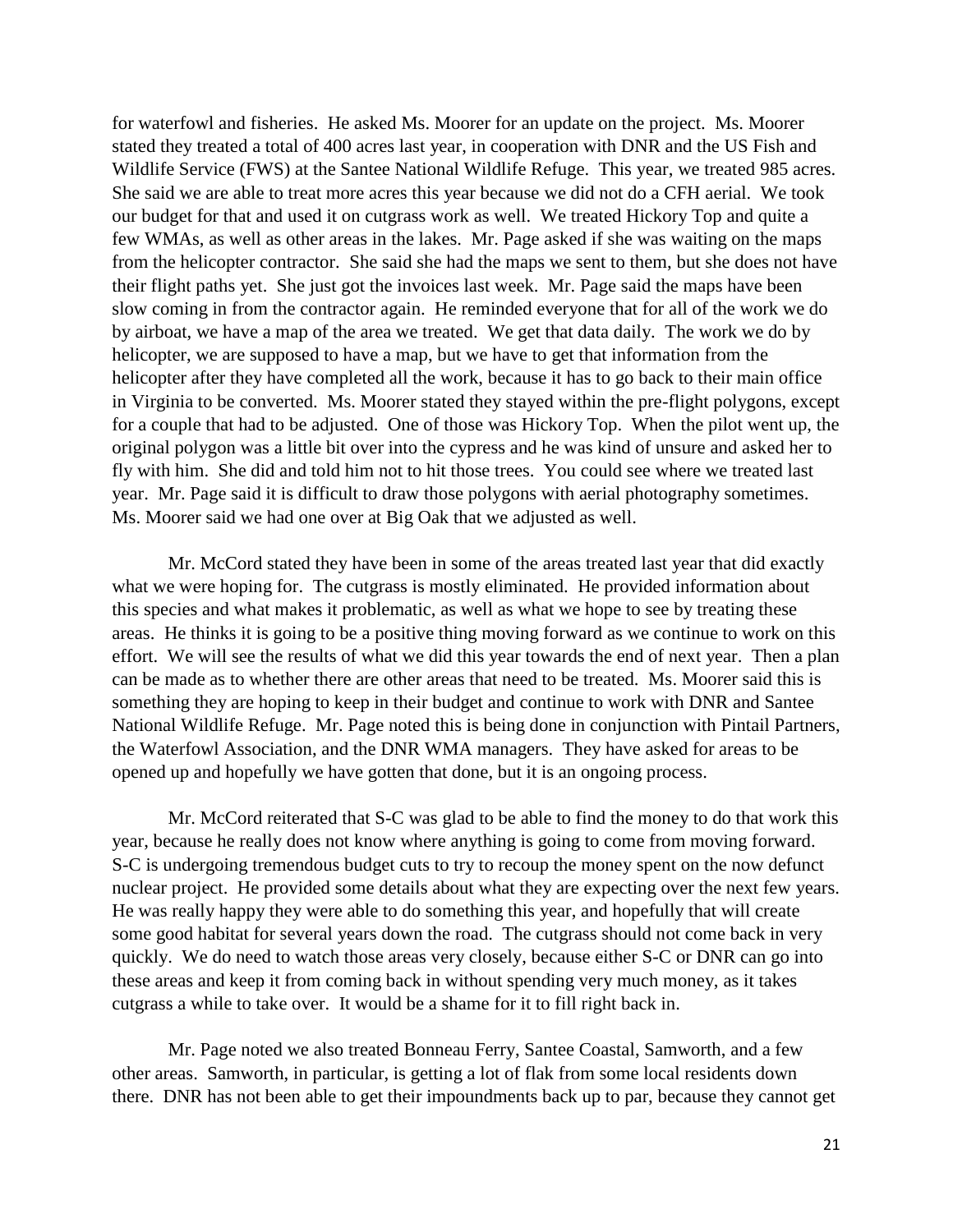for waterfowl and fisheries. He asked Ms. Moorer for an update on the project. Ms. Moorer stated they treated a total of 400 acres last year, in cooperation with DNR and the US Fish and Wildlife Service (FWS) at the Santee National Wildlife Refuge. This year, we treated 985 acres. She said we are able to treat more acres this year because we did not do a CFH aerial. We took our budget for that and used it on cutgrass work as well. We treated Hickory Top and quite a few WMAs, as well as other areas in the lakes. Mr. Page asked if she was waiting on the maps from the helicopter contractor. She said she had the maps we sent to them, but she does not have their flight paths yet. She just got the invoices last week. Mr. Page said the maps have been slow coming in from the contractor again. He reminded everyone that for all of the work we do by airboat, we have a map of the area we treated. We get that data daily. The work we do by helicopter, we are supposed to have a map, but we have to get that information from the helicopter after they have completed all the work, because it has to go back to their main office in Virginia to be converted. Ms. Moorer stated they stayed within the pre-flight polygons, except for a couple that had to be adjusted. One of those was Hickory Top. When the pilot went up, the original polygon was a little bit over into the cypress and he was kind of unsure and asked her to fly with him. She did and told him not to hit those trees. You could see where we treated last year. Mr. Page said it is difficult to draw those polygons with aerial photography sometimes. Ms. Moorer said we had one over at Big Oak that we adjusted as well.

Mr. McCord stated they have been in some of the areas treated last year that did exactly what we were hoping for. The cutgrass is mostly eliminated. He provided information about this species and what makes it problematic, as well as what we hope to see by treating these areas. He thinks it is going to be a positive thing moving forward as we continue to work on this effort. We will see the results of what we did this year towards the end of next year. Then a plan can be made as to whether there are other areas that need to be treated. Ms. Moorer said this is something they are hoping to keep in their budget and continue to work with DNR and Santee National Wildlife Refuge. Mr. Page noted this is being done in conjunction with Pintail Partners, the Waterfowl Association, and the DNR WMA managers. They have asked for areas to be opened up and hopefully we have gotten that done, but it is an ongoing process.

Mr. McCord reiterated that S-C was glad to be able to find the money to do that work this year, because he really does not know where anything is going to come from moving forward. S-C is undergoing tremendous budget cuts to try to recoup the money spent on the now defunct nuclear project. He provided some details about what they are expecting over the next few years. He was really happy they were able to do something this year, and hopefully that will create some good habitat for several years down the road. The cutgrass should not come back in very quickly. We do need to watch those areas very closely, because either S-C or DNR can go into these areas and keep it from coming back in without spending very much money, as it takes cutgrass a while to take over. It would be a shame for it to fill right back in.

Mr. Page noted we also treated Bonneau Ferry, Santee Coastal, Samworth, and a few other areas. Samworth, in particular, is getting a lot of flak from some local residents down there. DNR has not been able to get their impoundments back up to par, because they cannot get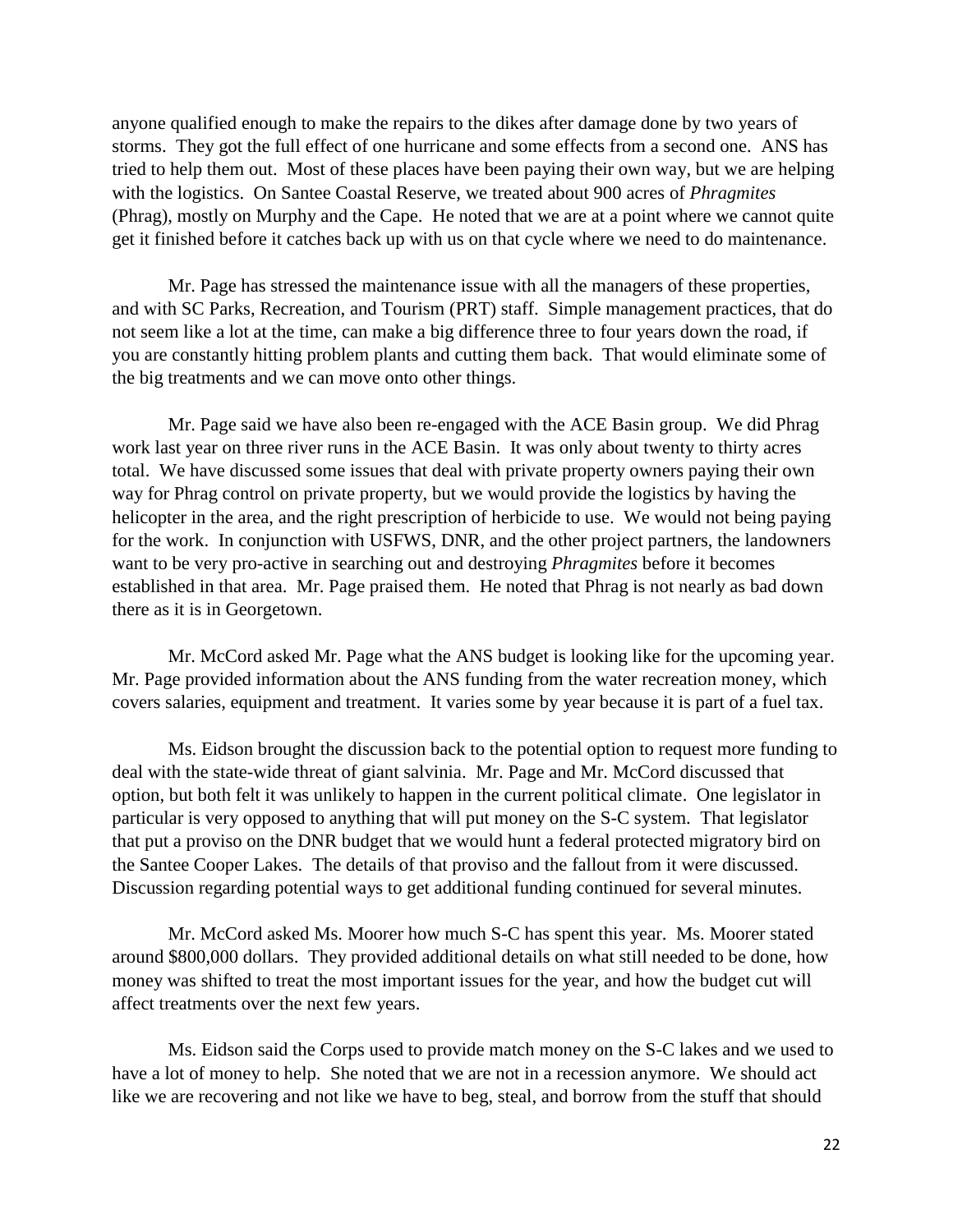anyone qualified enough to make the repairs to the dikes after damage done by two years of storms. They got the full effect of one hurricane and some effects from a second one. ANS has tried to help them out. Most of these places have been paying their own way, but we are helping with the logistics. On Santee Coastal Reserve, we treated about 900 acres of *Phragmites* (Phrag), mostly on Murphy and the Cape. He noted that we are at a point where we cannot quite get it finished before it catches back up with us on that cycle where we need to do maintenance.

Mr. Page has stressed the maintenance issue with all the managers of these properties, and with SC Parks, Recreation, and Tourism (PRT) staff. Simple management practices, that do not seem like a lot at the time, can make a big difference three to four years down the road, if you are constantly hitting problem plants and cutting them back. That would eliminate some of the big treatments and we can move onto other things.

Mr. Page said we have also been re-engaged with the ACE Basin group. We did Phrag work last year on three river runs in the ACE Basin. It was only about twenty to thirty acres total. We have discussed some issues that deal with private property owners paying their own way for Phrag control on private property, but we would provide the logistics by having the helicopter in the area, and the right prescription of herbicide to use. We would not being paying for the work. In conjunction with USFWS, DNR, and the other project partners, the landowners want to be very pro-active in searching out and destroying *Phragmites* before it becomes established in that area. Mr. Page praised them. He noted that Phrag is not nearly as bad down there as it is in Georgetown.

Mr. McCord asked Mr. Page what the ANS budget is looking like for the upcoming year. Mr. Page provided information about the ANS funding from the water recreation money, which covers salaries, equipment and treatment. It varies some by year because it is part of a fuel tax.

Ms. Eidson brought the discussion back to the potential option to request more funding to deal with the state-wide threat of giant salvinia. Mr. Page and Mr. McCord discussed that option, but both felt it was unlikely to happen in the current political climate. One legislator in particular is very opposed to anything that will put money on the S-C system. That legislator that put a proviso on the DNR budget that we would hunt a federal protected migratory bird on the Santee Cooper Lakes. The details of that proviso and the fallout from it were discussed. Discussion regarding potential ways to get additional funding continued for several minutes.

Mr. McCord asked Ms. Moorer how much S-C has spent this year. Ms. Moorer stated around $800,000 dollars. They provided additional details on what still needed to be done, how money was shifted to treat the most important issues for the year, and how the budget cut will affect treatments over the next few years.

Ms. Eidson said the Corps used to provide match money on the S-C lakes and we used to have a lot of money to help. She noted that we are not in a recession anymore. We should act like we are recovering and not like we have to beg, steal, and borrow from the stuff that should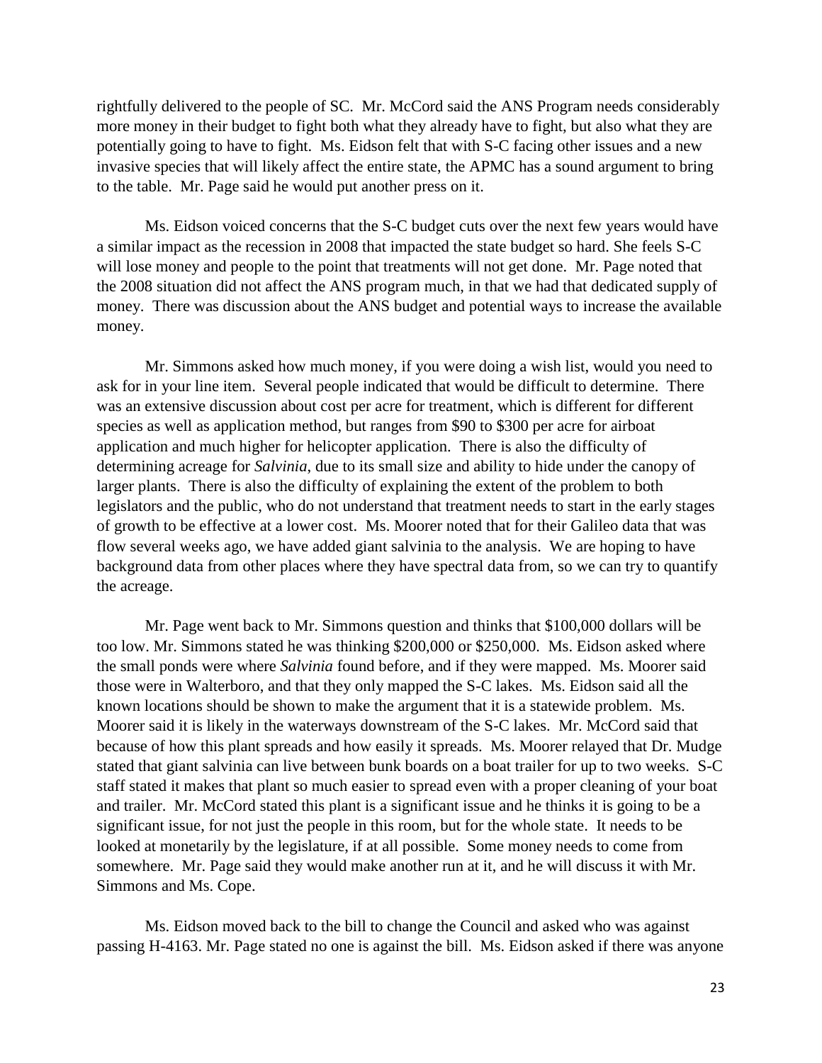rightfully delivered to the people of SC. Mr. McCord said the ANS Program needs considerably more money in their budget to fight both what they already have to fight, but also what they are potentially going to have to fight. Ms. Eidson felt that with S-C facing other issues and a new invasive species that will likely affect the entire state, the APMC has a sound argument to bring to the table. Mr. Page said he would put another press on it.

Ms. Eidson voiced concerns that the S-C budget cuts over the next few years would have a similar impact as the recession in 2008 that impacted the state budget so hard. She feels S-C will lose money and people to the point that treatments will not get done. Mr. Page noted that the 2008 situation did not affect the ANS program much, in that we had that dedicated supply of money. There was discussion about the ANS budget and potential ways to increase the available money.

Mr. Simmons asked how much money, if you were doing a wish list, would you need to ask for in your line item. Several people indicated that would be difficult to determine. There was an extensive discussion about cost per acre for treatment, which is different for different species as well as application method, but ranges from \$90 to \$300 per acre for airboat application and much higher for helicopter application. There is also the difficulty of determining acreage for *Salvinia*, due to its small size and ability to hide under the canopy of larger plants. There is also the difficulty of explaining the extent of the problem to both legislators and the public, who do not understand that treatment needs to start in the early stages of growth to be effective at a lower cost. Ms. Moorer noted that for their Galileo data that was flow several weeks ago, we have added giant salvinia to the analysis. We are hoping to have background data from other places where they have spectral data from, so we can try to quantify the acreage.

Mr. Page went back to Mr. Simmons question and thinks that \$100,000 dollars will be too low. Mr. Simmons stated he was thinking \$200,000 or \$250,000. Ms. Eidson asked where the small ponds were where *Salvinia* found before, and if they were mapped. Ms. Moorer said those were in Walterboro, and that they only mapped the S-C lakes. Ms. Eidson said all the known locations should be shown to make the argument that it is a statewide problem. Ms. Moorer said it is likely in the waterways downstream of the S-C lakes. Mr. McCord said that because of how this plant spreads and how easily it spreads. Ms. Moorer relayed that Dr. Mudge stated that giant salvinia can live between bunk boards on a boat trailer for up to two weeks. S-C staff stated it makes that plant so much easier to spread even with a proper cleaning of your boat and trailer. Mr. McCord stated this plant is a significant issue and he thinks it is going to be a significant issue, for not just the people in this room, but for the whole state. It needs to be looked at monetarily by the legislature, if at all possible. Some money needs to come from somewhere. Mr. Page said they would make another run at it, and he will discuss it with Mr. Simmons and Ms. Cope.

Ms. Eidson moved back to the bill to change the Council and asked who was against passing H-4163. Mr. Page stated no one is against the bill. Ms. Eidson asked if there was anyone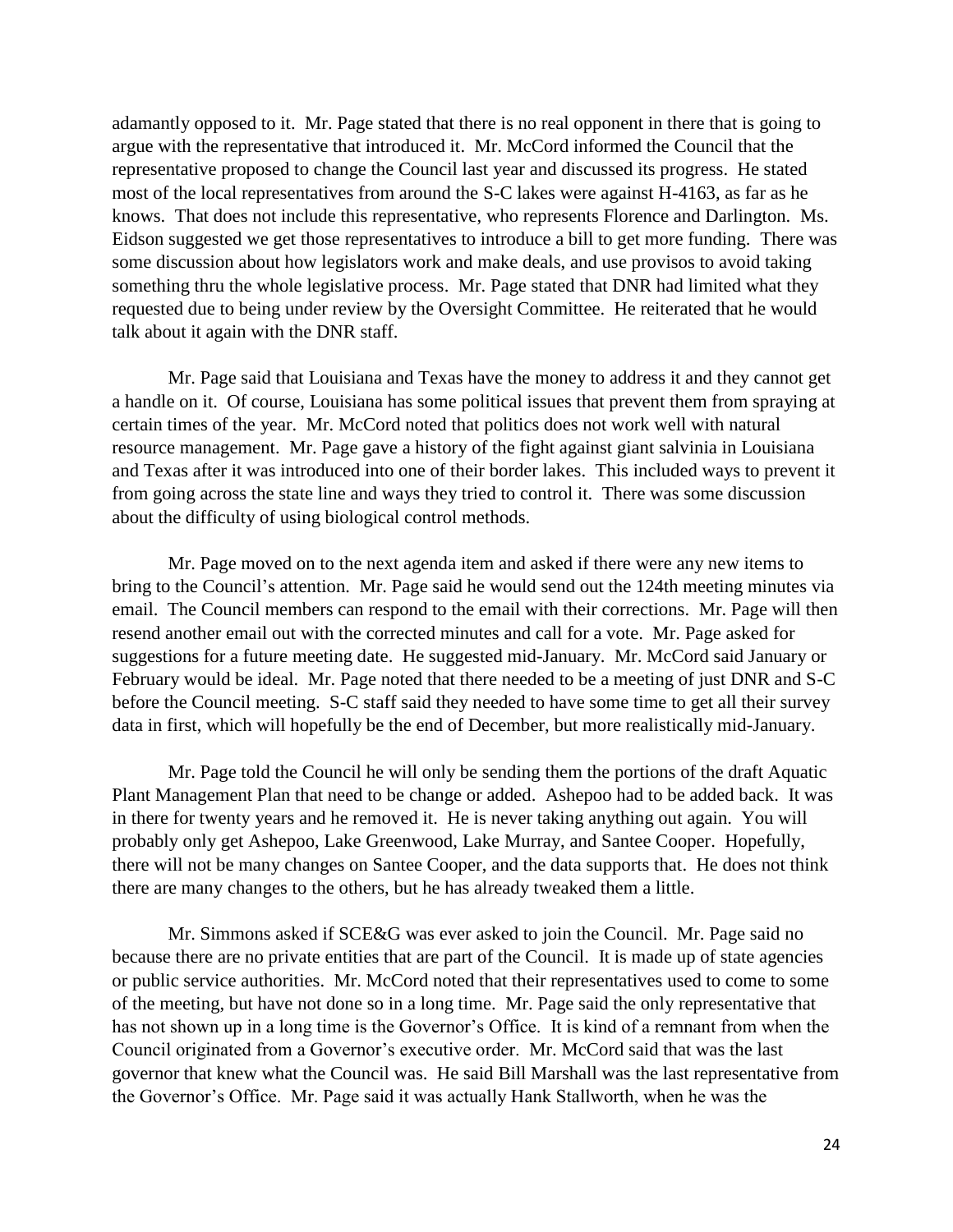adamantly opposed to it. Mr. Page stated that there is no real opponent in there that is going to argue with the representative that introduced it. Mr. McCord informed the Council that the representative proposed to change the Council last year and discussed its progress. He stated most of the local representatives from around the S-C lakes were against H-4163, as far as he knows. That does not include this representative, who represents Florence and Darlington. Ms. Eidson suggested we get those representatives to introduce a bill to get more funding. There was some discussion about how legislators work and make deals, and use provisos to avoid taking something thru the whole legislative process. Mr. Page stated that DNR had limited what they requested due to being under review by the Oversight Committee. He reiterated that he would talk about it again with the DNR staff.

Mr. Page said that Louisiana and Texas have the money to address it and they cannot get a handle on it. Of course, Louisiana has some political issues that prevent them from spraying at certain times of the year. Mr. McCord noted that politics does not work well with natural resource management. Mr. Page gave a history of the fight against giant salvinia in Louisiana and Texas after it was introduced into one of their border lakes. This included ways to prevent it from going across the state line and ways they tried to control it. There was some discussion about the difficulty of using biological control methods.

Mr. Page moved on to the next agenda item and asked if there were any new items to bring to the Council's attention. Mr. Page said he would send out the 124th meeting minutes via email. The Council members can respond to the email with their corrections. Mr. Page will then resend another email out with the corrected minutes and call for a vote. Mr. Page asked for suggestions for a future meeting date. He suggested mid-January. Mr. McCord said January or February would be ideal. Mr. Page noted that there needed to be a meeting of just DNR and S-C before the Council meeting. S-C staff said they needed to have some time to get all their survey data in first, which will hopefully be the end of December, but more realistically mid-January.

Mr. Page told the Council he will only be sending them the portions of the draft Aquatic Plant Management Plan that need to be change or added. Ashepoo had to be added back. It was in there for twenty years and he removed it. He is never taking anything out again. You will probably only get Ashepoo, Lake Greenwood, Lake Murray, and Santee Cooper. Hopefully, there will not be many changes on Santee Cooper, and the data supports that. He does not think there are many changes to the others, but he has already tweaked them a little.

Mr. Simmons asked if SCE&G was ever asked to join the Council. Mr. Page said no because there are no private entities that are part of the Council. It is made up of state agencies or public service authorities. Mr. McCord noted that their representatives used to come to some of the meeting, but have not done so in a long time. Mr. Page said the only representative that has not shown up in a long time is the Governor's Office. It is kind of a remnant from when the Council originated from a Governor's executive order. Mr. McCord said that was the last governor that knew what the Council was. He said Bill Marshall was the last representative from the Governor's Office. Mr. Page said it was actually Hank Stallworth, when he was the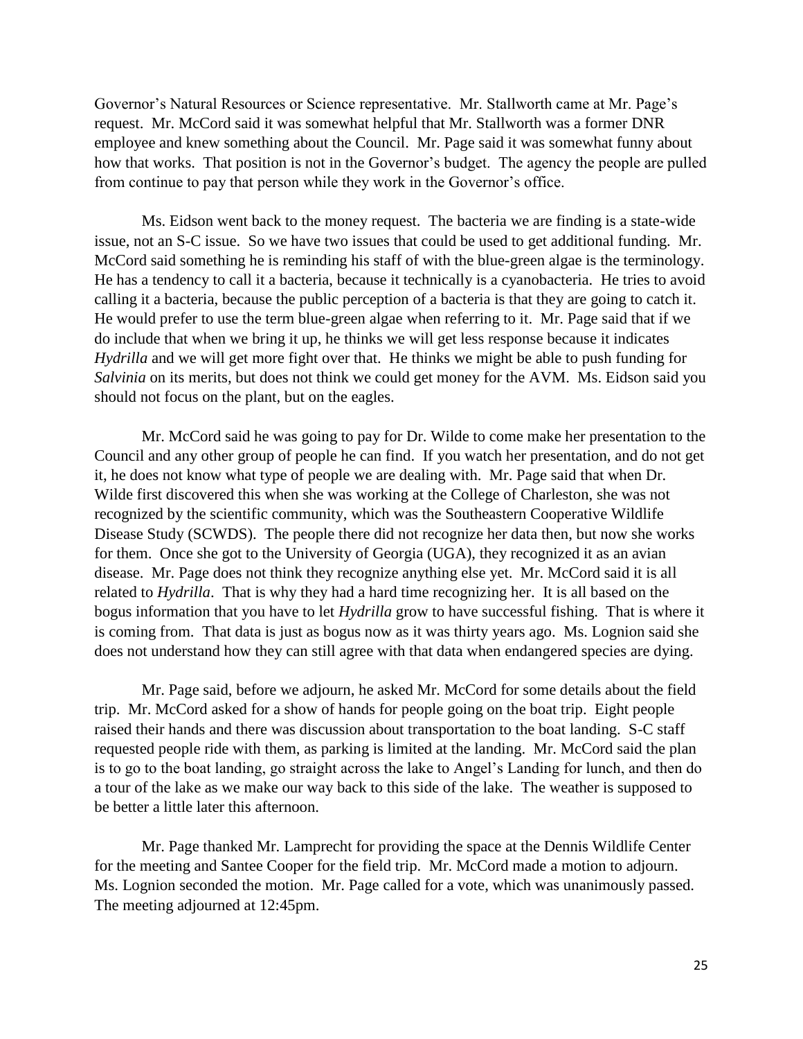Governor's Natural Resources or Science representative. Mr. Stallworth came at Mr. Page's request. Mr. McCord said it was somewhat helpful that Mr. Stallworth was a former DNR employee and knew something about the Council. Mr. Page said it was somewhat funny about how that works. That position is not in the Governor's budget. The agency the people are pulled from continue to pay that person while they work in the Governor's office.

Ms. Eidson went back to the money request. The bacteria we are finding is a state-wide issue, not an S-C issue. So we have two issues that could be used to get additional funding. Mr. McCord said something he is reminding his staff of with the blue-green algae is the terminology. He has a tendency to call it a bacteria, because it technically is a cyanobacteria. He tries to avoid calling it a bacteria, because the public perception of a bacteria is that they are going to catch it. He would prefer to use the term blue-green algae when referring to it. Mr. Page said that if we do include that when we bring it up, he thinks we will get less response because it indicates *Hydrilla* and we will get more fight over that. He thinks we might be able to push funding for *Salvinia* on its merits, but does not think we could get money for the AVM. Ms. Eidson said you should not focus on the plant, but on the eagles.

Mr. McCord said he was going to pay for Dr. Wilde to come make her presentation to the Council and any other group of people he can find. If you watch her presentation, and do not get it, he does not know what type of people we are dealing with. Mr. Page said that when Dr. Wilde first discovered this when she was working at the College of Charleston, she was not recognized by the scientific community, which was the Southeastern Cooperative Wildlife Disease Study (SCWDS). The people there did not recognize her data then, but now she works for them. Once she got to the University of Georgia (UGA), they recognized it as an avian disease. Mr. Page does not think they recognize anything else yet. Mr. McCord said it is all related to *Hydrilla*. That is why they had a hard time recognizing her. It is all based on the bogus information that you have to let *Hydrilla* grow to have successful fishing. That is where it is coming from. That data is just as bogus now as it was thirty years ago. Ms. Lognion said she does not understand how they can still agree with that data when endangered species are dying.

Mr. Page said, before we adjourn, he asked Mr. McCord for some details about the field trip. Mr. McCord asked for a show of hands for people going on the boat trip. Eight people raised their hands and there was discussion about transportation to the boat landing. S-C staff requested people ride with them, as parking is limited at the landing. Mr. McCord said the plan is to go to the boat landing, go straight across the lake to Angel's Landing for lunch, and then do a tour of the lake as we make our way back to this side of the lake. The weather is supposed to be better a little later this afternoon.

Mr. Page thanked Mr. Lamprecht for providing the space at the Dennis Wildlife Center for the meeting and Santee Cooper for the field trip. Mr. McCord made a motion to adjourn. Ms. Lognion seconded the motion. Mr. Page called for a vote, which was unanimously passed. The meeting adjourned at 12:45pm.